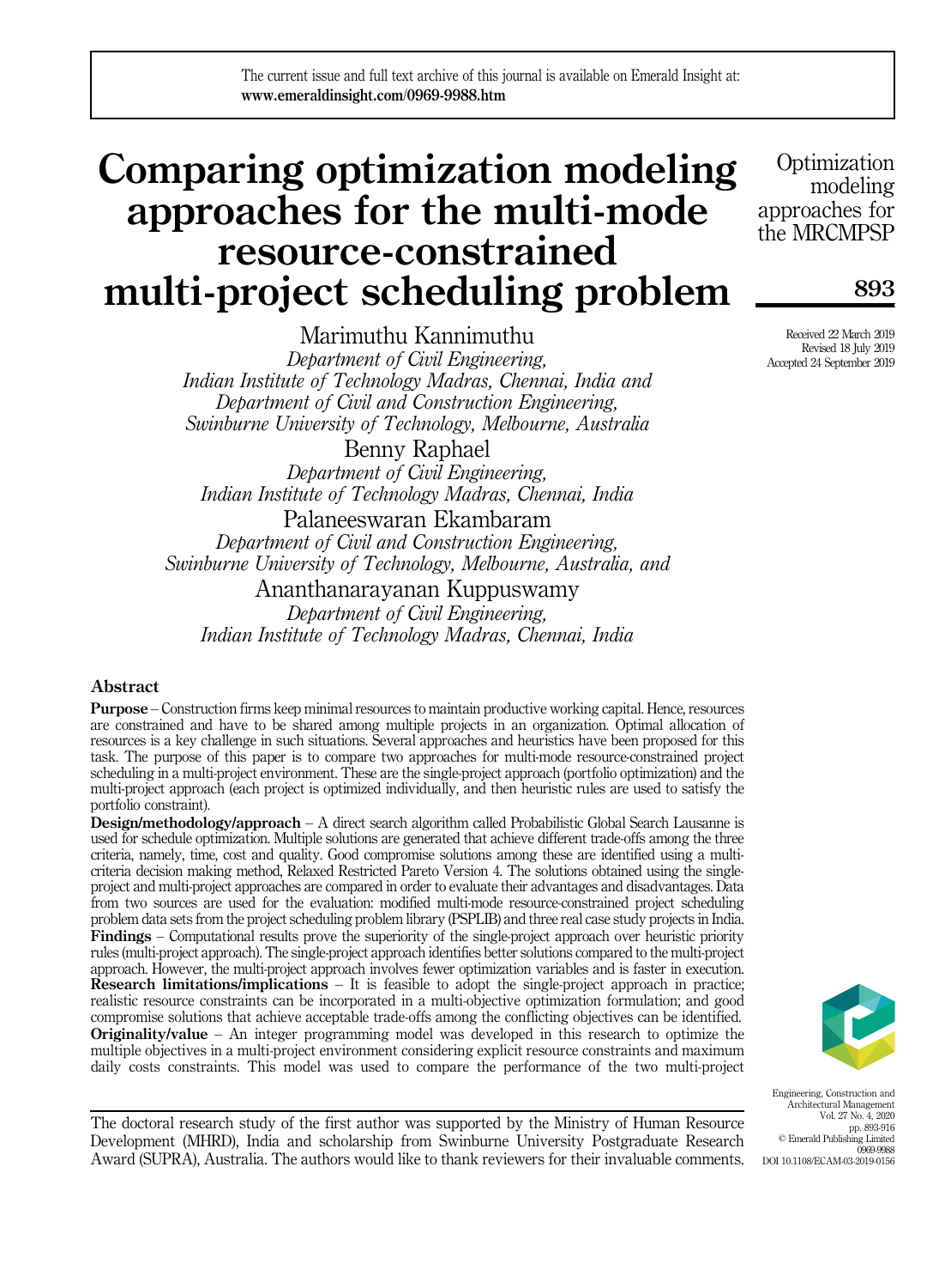# Comparing optimization modeling approaches for the multi-mode resource-constrained multi-project scheduling problem

Marimuthu Kannimuthu
*Department of Civil Engineering, Indian Institute of Technology Madras, Chennai, India and Department of Civil and Construction Engineering, Swinburne University of Technology, Melbourne, Australia*

Benny Raphael
*Department of Civil Engineering, Indian Institute of Technology Madras, Chennai, India*

Palaneeswaran Ekambaram
*Department of Civil and Construction Engineering, Swinburne University of Technology, Melbourne, Australia, and*

Ananthanarayanan Kuppuswamy
*Department of Civil Engineering, Indian Institute of Technology Madras, Chennai, India*

Received 22 March 2019
Revised 18 July 2019
Accepted 24 September 2019

## Abstract

**Purpose** – Construction firms keep minimal resources to maintain productive working capital. Hence, resources are constrained and have to be shared among multiple projects in an organization. Optimal allocation of resources is a key challenge in such situations. Several approaches and heuristics have been proposed for this task. The purpose of this paper is to compare two approaches for multi-mode resource-constrained project scheduling in a multi-project environment. These are the single-project approach (portfolio optimization) and the multi-project approach (each project is optimized individually, and then heuristic rules are used to satisfy the portfolio constraint).

**Design/methodology/approach** – A direct search algorithm called Probabilistic Global Search Lausanne is used for schedule optimization. Multiple solutions are generated that achieve different trade-offs among the three criteria, namely, time, cost and quality. Good compromise solutions among these are identified using a multi-criteria decision making method, Relaxed Restricted Pareto Version 4. The solutions obtained using the single-project and multi-project approaches are compared in order to evaluate their advantages and disadvantages. Data from two sources are used for the evaluation: modified multi-mode resource-constrained project scheduling problem data sets from the project scheduling problem library (PSPLIB) and three real case study projects in India.

**Findings** – Computational results prove the superiority of the single-project approach over heuristic priority rules (multi-project approach). The single-project approach identifies better solutions compared to the multi-project approach. However, the multi-project approach involves fewer optimization variables and is faster in execution.

**Research limitations/implications** – It is feasible to adopt the single-project approach in practice; realistic resource constraints can be incorporated in a multi-objective optimization formulation; and good compromise solutions that achieve acceptable trade-offs among the conflicting objectives can be identified.

**Originality/value** – An integer programming model was developed in this research to optimize the multiple objectives in a multi-project environment considering explicit resource constraints and maximum daily costs constraints. This model was used to compare the performance of the two multi-project

The doctoral research study of the first author was supported by the Ministry of Human Resource Development (MHRD), India and scholarship from Swinburne University Postgraduate Research Award (SUPRA), Australia. The authors would like to thank reviewers for their invaluable comments.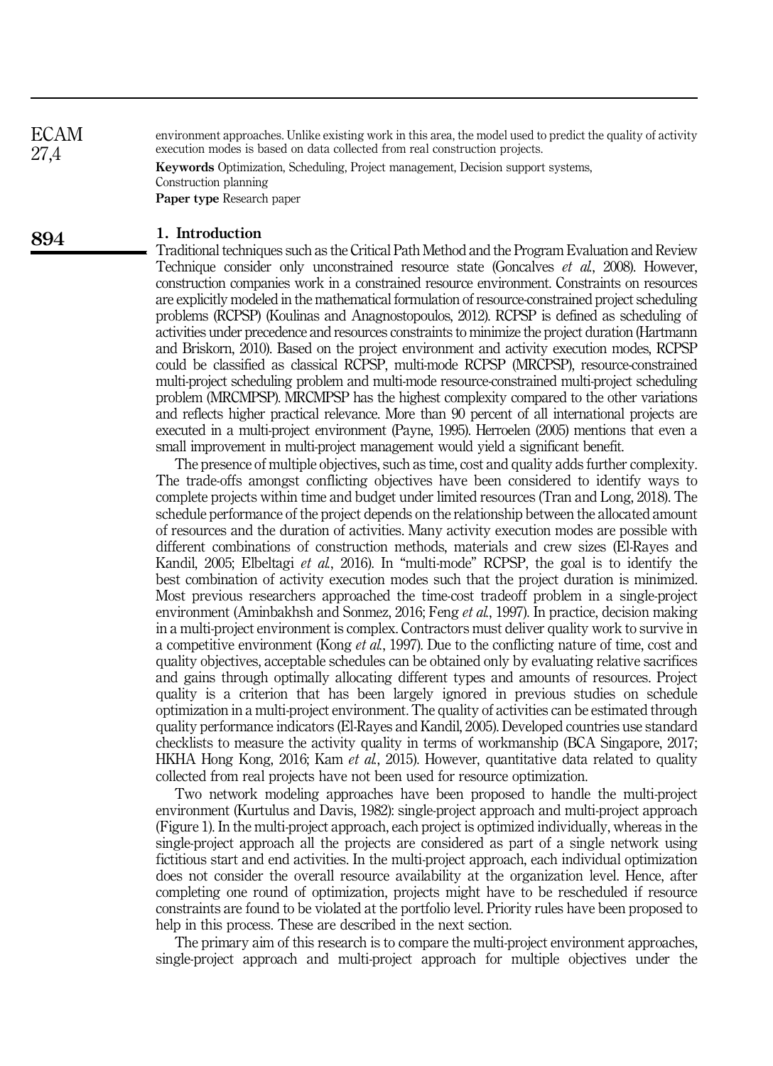environment approaches. Unlike existing work in this area, the model used to predict the quality of activity execution modes is based on data collected from real construction projects.

**Keywords** Optimization, Scheduling, Project management, Decision support systems, Construction planning

**Paper type** Research paper

## 1. Introduction

Traditional techniques such as the Critical Path Method and the Program Evaluation and Review Technique consider only unconstrained resource state (Goncalves *et al.*, 2008). However, construction companies work in a constrained resource environment. Constraints on resources are explicitly modeled in the mathematical formulation of resource-constrained project scheduling problems (RCPSP) (Koulinas and Anagnostopoulos, 2012). RCPSP is defined as scheduling of activities under precedence and resources constraints to minimize the project duration (Hartmann and Briskorn, 2010). Based on the project environment and activity execution modes, RCPSP could be classified as classical RCPSP, multi-mode RCPSP (MRCPSP), resource-constrained multi-project scheduling problem and multi-mode resource-constrained multi-project scheduling problem (MRCMPSP). MRCMPSP has the highest complexity compared to the other variations and reflects higher practical relevance. More than 90 percent of all international projects are executed in a multi-project environment (Payne, 1995). Herroelen (2005) mentions that even a small improvement in multi-project management would yield a significant benefit.

The presence of multiple objectives, such as time, cost and quality adds further complexity. The trade-offs amongst conflicting objectives have been considered to identify ways to complete projects within time and budget under limited resources (Tran and Long, 2018). The schedule performance of the project depends on the relationship between the allocated amount of resources and the duration of activities. Many activity execution modes are possible with different combinations of construction methods, materials and crew sizes (El-Rayes and Kandil, 2005; Elbeltagi *et al.*, 2016). In "multi-mode" RCPSP, the goal is to identify the best combination of activity execution modes such that the project duration is minimized. Most previous researchers approached the time-cost tradeoff problem in a single-project environment (Aminbakhsh and Sonmez, 2016; Feng *et al.*, 1997). In practice, decision making in a multi-project environment is complex. Contractors must deliver quality work to survive in a competitive environment (Kong *et al.*, 1997). Due to the conflicting nature of time, cost and quality objectives, acceptable schedules can be obtained only by evaluating relative sacrifices and gains through optimally allocating different types and amounts of resources. Project quality is a criterion that has been largely ignored in previous studies on schedule optimization in a multi-project environment. The quality of activities can be estimated through quality performance indicators (El-Rayes and Kandil, 2005). Developed countries use standard checklists to measure the activity quality in terms of workmanship (BCA Singapore, 2017; HKHA Hong Kong, 2016; Kam *et al.*, 2015). However, quantitative data related to quality collected from real projects have not been used for resource optimization.

Two network modeling approaches have been proposed to handle the multi-project environment (Kurtulus and Davis, 1982): single-project approach and multi-project approach (Figure 1). In the multi-project approach, each project is optimized individually, whereas in the single-project approach all the projects are considered as part of a single network using fictitious start and end activities. In the multi-project approach, each individual optimization does not consider the overall resource availability at the organization level. Hence, after completing one round of optimization, projects might have to be rescheduled if resource constraints are found to be violated at the portfolio level. Priority rules have been proposed to help in this process. These are described in the next section.

The primary aim of this research is to compare the multi-project environment approaches, single-project approach and multi-project approach for multiple objectives under the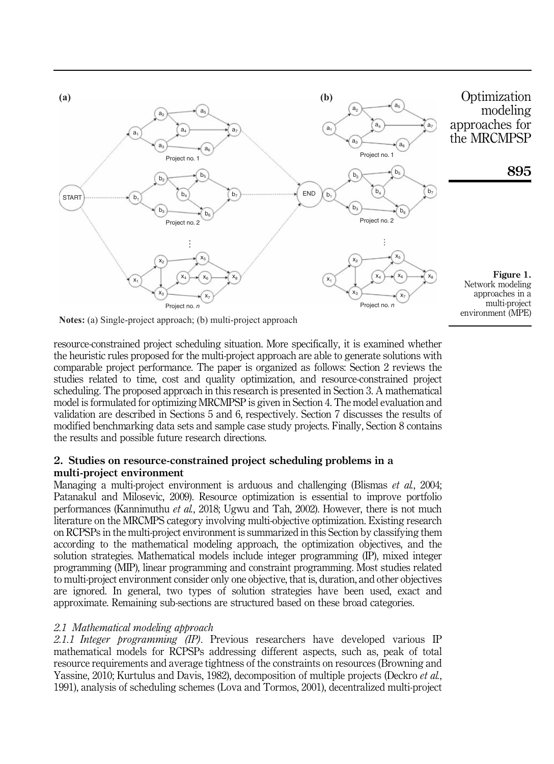**Figure 1.** Network modeling approaches in a multi-project environment (MPE)

**Notes:** (a) Single-project approach; (b) multi-project approach

resource-constrained project scheduling situation. More specifically, it is examined whether the heuristic rules proposed for the multi-project approach are able to generate solutions with comparable project performance. The paper is organized as follows: Section 2 reviews the studies related to time, cost and quality optimization, and resource-constrained project scheduling. The proposed approach in this research is presented in Section 3. A mathematical model is formulated for optimizing MRCMPSP is given in Section 4. The model evaluation and validation are described in Sections 5 and 6, respectively. Section 7 discusses the results of modified benchmarking data sets and sample case study projects. Finally, Section 8 contains the results and possible future research directions.

## 2. Studies on resource-constrained project scheduling problems in a multi-project environment

Managing a multi-project environment is arduous and challenging (Blismas *et al.*, 2004; Patanakul and Milosevic, 2009). Resource optimization is essential to improve portfolio performances (Kannimuthu *et al.*, 2018; Ugwu and Tah, 2002). However, there is not much literature on the MRCMPS category involving multi-objective optimization. Existing research on RCPSPs in the multi-project environment is summarized in this Section by classifying them according to the mathematical modeling approach, the optimization objectives, and the solution strategies. Mathematical models include integer programming (IP), mixed integer programming (MIP), linear programming and constraint programming. Most studies related to multi-project environment consider only one objective, that is, duration, and other objectives are ignored. In general, two types of solution strategies have been used, exact and approximate. Remaining sub-sections are structured based on these broad categories.

### *2.1 Mathematical modeling approach*

*2.1.1 Integer programming (IP).* Previous researchers have developed various IP mathematical models for RCPSPs addressing different aspects, such as, peak of total resource requirements and average tightness of the constraints on resources (Browning and Yassine, 2010; Kurtulus and Davis, 1982), decomposition of multiple projects (Deckro *et al.*, 1991), analysis of scheduling schemes (Lova and Tormos, 2001), decentralized multi-project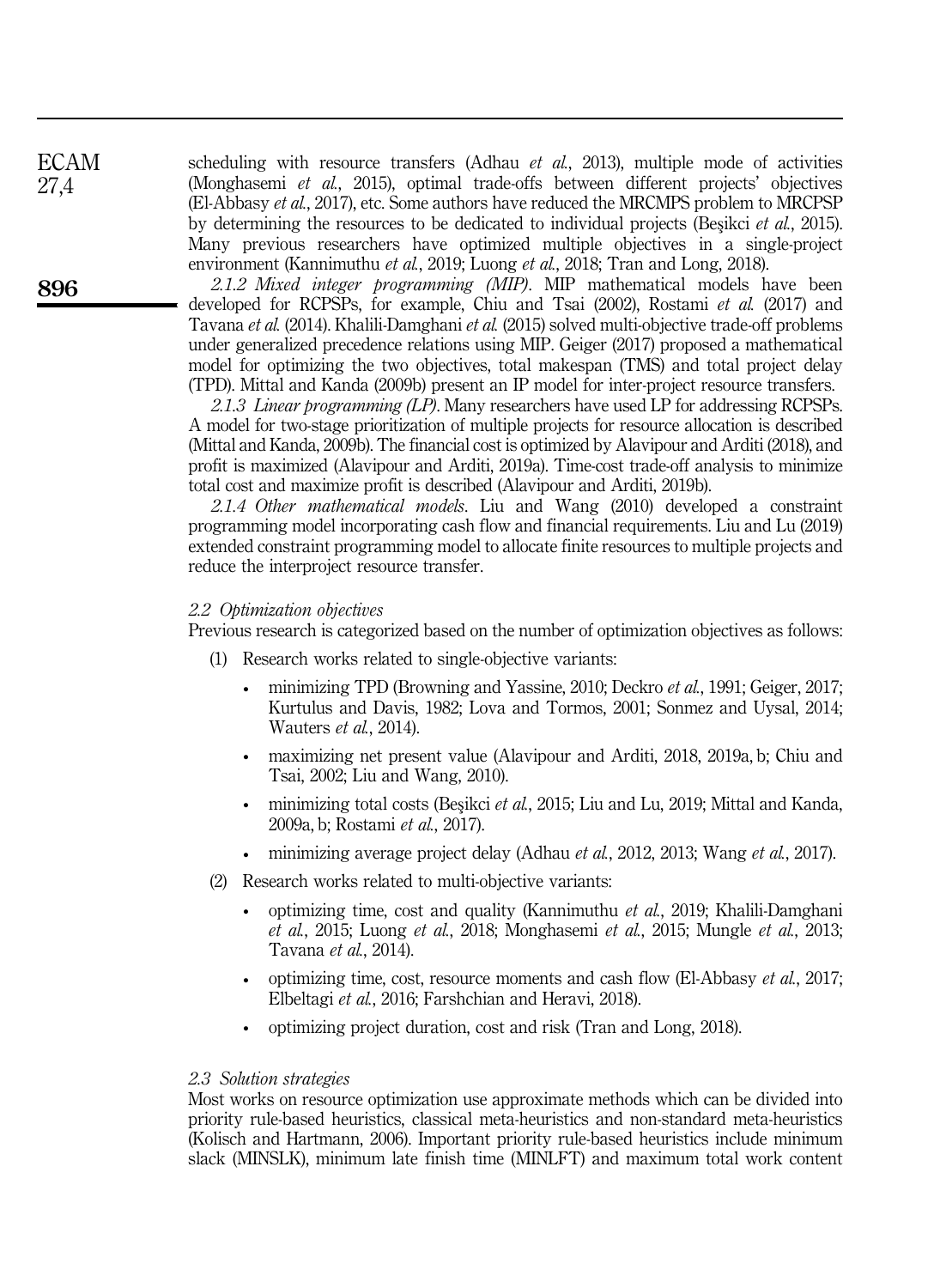scheduling with resource transfers (Adhau *et al.*, 2013), multiple mode of activities (Monghasemi *et al.*, 2015), optimal trade-offs between different projects' objectives (El-Abbasy *et al.*, 2017), etc. Some authors have reduced the MRCMPS problem to MRCPSP by determining the resources to be dedicated to individual projects (Beşikci *et al.*, 2015). Many previous researchers have optimized multiple objectives in a single-project environment (Kannimuthu *et al.*, 2019; Luong *et al.*, 2018; Tran and Long, 2018).

*2.1.2 Mixed integer programming (MIP).* MIP mathematical models have been developed for RCPSPs, for example, Chiu and Tsai (2002), Rostami *et al.* (2017) and Tavana *et al.* (2014). Khalili-Damghani *et al.* (2015) solved multi-objective trade-off problems under generalized precedence relations using MIP. Geiger (2017) proposed a mathematical model for optimizing the two objectives, total makespan (TMS) and total project delay (TPD). Mittal and Kanda (2009b) present an IP model for inter-project resource transfers.

*2.1.3 Linear programming (LP).* Many researchers have used LP for addressing RCPSPs. A model for two-stage prioritization of multiple projects for resource allocation is described (Mittal and Kanda, 2009b). The financial cost is optimized by Alavipour and Arditi (2018), and profit is maximized (Alavipour and Arditi, 2019a). Time-cost trade-off analysis to minimize total cost and maximize profit is described (Alavipour and Arditi, 2019b).

*2.1.4 Other mathematical models.* Liu and Wang (2010) developed a constraint programming model incorporating cash flow and financial requirements. Liu and Lu (2019) extended constraint programming model to allocate finite resources to multiple projects and reduce the interproject resource transfer.

### 2.2 Optimization objectives

Previous research is categorized based on the number of optimization objectives as follows:

1. Research works related to single-objective variants:
   - minimizing TPD (Browning and Yassine, 2010; Deckro *et al.*, 1991; Geiger, 2017; Kurtulus and Davis, 1982; Lova and Tormos, 2001; Sonmez and Uysal, 2014; Wauters *et al.*, 2014).
   - maximizing net present value (Alavipour and Arditi, 2018, 2019a, b; Chiu and Tsai, 2002; Liu and Wang, 2010).
   - minimizing total costs (Beşikci *et al.*, 2015; Liu and Lu, 2019; Mittal and Kanda, 2009a, b; Rostami *et al.*, 2017).
   - minimizing average project delay (Adhau *et al.*, 2012, 2013; Wang *et al.*, 2017).
2. Research works related to multi-objective variants:
   - optimizing time, cost and quality (Kannimuthu *et al.*, 2019; Khalili-Damghani *et al.*, 2015; Luong *et al.*, 2018; Monghasemi *et al.*, 2015; Mungle *et al.*, 2013; Tavana *et al.*, 2014).
   - optimizing time, cost, resource moments and cash flow (El-Abbasy *et al.*, 2017; Elbeltagi *et al.*, 2016; Farshchian and Heravi, 2018).
   - optimizing project duration, cost and risk (Tran and Long, 2018).

### 2.3 Solution strategies

Most works on resource optimization use approximate methods which can be divided into priority rule-based heuristics, classical meta-heuristics and non-standard meta-heuristics (Kolisch and Hartmann, 2006). Important priority rule-based heuristics include minimum slack (MINSLK), minimum late finish time (MINLFT) and maximum total work content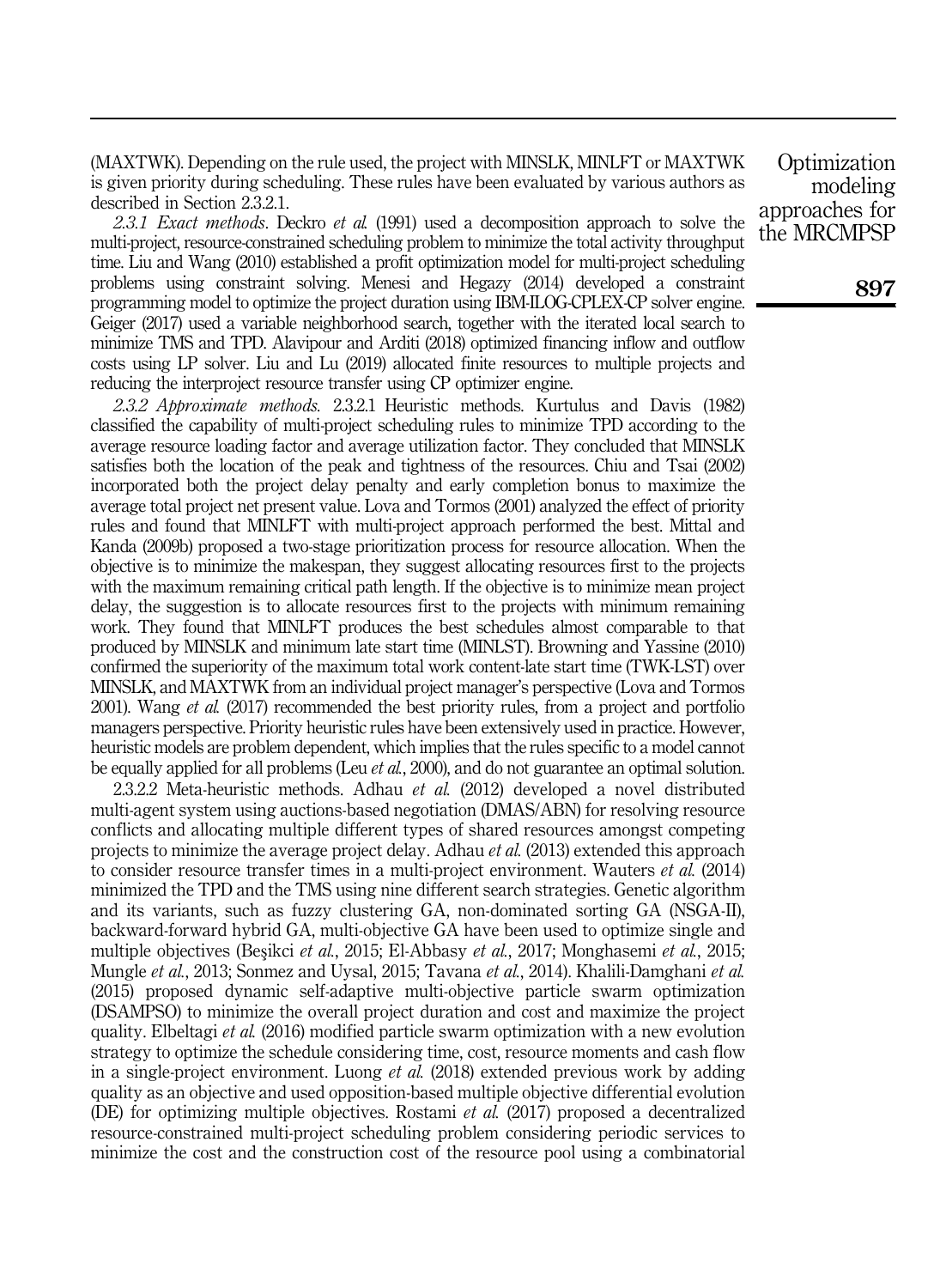(MAXTWK). Depending on the rule used, the project with MINSLK, MINLFT or MAXTWK is given priority during scheduling. These rules have been evaluated by various authors as described in Section 2.3.2.1.

*2.3.1 Exact methods.* Deckro *et al.* (1991) used a decomposition approach to solve the multi-project, resource-constrained scheduling problem to minimize the total activity throughput time. Liu and Wang (2010) established a profit optimization model for multi-project scheduling problems using constraint solving. Menesi and Hegazy (2014) developed a constraint programming model to optimize the project duration using IBM-ILOG-CPLEX-CP solver engine. Geiger (2017) used a variable neighborhood search, together with the iterated local search to minimize TMS and TPD. Alavipour and Arditi (2018) optimized financing inflow and outflow costs using LP solver. Liu and Lu (2019) allocated finite resources to multiple projects and reducing the interproject resource transfer using CP optimizer engine.

*2.3.2 Approximate methods.* 2.3.2.1 Heuristic methods. Kurtulus and Davis (1982) classified the capability of multi-project scheduling rules to minimize TPD according to the average resource loading factor and average utilization factor. They concluded that MINSLK satisfies both the location of the peak and tightness of the resources. Chiu and Tsai (2002) incorporated both the project delay penalty and early completion bonus to maximize the average total project net present value. Lova and Tormos (2001) analyzed the effect of priority rules and found that MINLFT with multi-project approach performed the best. Mittal and Kanda (2009b) proposed a two-stage prioritization process for resource allocation. When the objective is to minimize the makespan, they suggest allocating resources first to the projects with the maximum remaining critical path length. If the objective is to minimize mean project delay, the suggestion is to allocate resources first to the projects with minimum remaining work. They found that MINLFT produces the best schedules almost comparable to that produced by MINSLK and minimum late start time (MINLST). Browning and Yassine (2010) confirmed the superiority of the maximum total work content-late start time (TWK-LST) over MINSLK, and MAXTWK from an individual project manager's perspective (Lova and Tormos 2001). Wang *et al.* (2017) recommended the best priority rules, from a project and portfolio managers perspective. Priority heuristic rules have been extensively used in practice. However, heuristic models are problem dependent, which implies that the rules specific to a model cannot be equally applied for all problems (Leu *et al.*, 2000), and do not guarantee an optimal solution.

2.3.2.2 Meta-heuristic methods. Adhau *et al.* (2012) developed a novel distributed multi-agent system using auctions-based negotiation (DMAS/ABN) for resolving resource conflicts and allocating multiple different types of shared resources amongst competing projects to minimize the average project delay. Adhau *et al.* (2013) extended this approach to consider resource transfer times in a multi-project environment. Wauters *et al.* (2014) minimized the TPD and the TMS using nine different search strategies. Genetic algorithm and its variants, such as fuzzy clustering GA, non-dominated sorting GA (NSGA-II), backward-forward hybrid GA, multi-objective GA have been used to optimize single and multiple objectives (Beşikci *et al.*, 2015; El-Abbasy *et al.*, 2017; Monghasemi *et al.*, 2015; Mungle *et al.*, 2013; Sonmez and Uysal, 2015; Tavana *et al.*, 2014). Khalili-Damghani *et al.* (2015) proposed dynamic self-adaptive multi-objective particle swarm optimization (DSAMPSO) to minimize the overall project duration and cost and maximize the project quality. Elbeltagi *et al.* (2016) modified particle swarm optimization with a new evolution strategy to optimize the schedule considering time, cost, resource moments and cash flow in a single-project environment. Luong *et al.* (2018) extended previous work by adding quality as an objective and used opposition-based multiple objective differential evolution (DE) for optimizing multiple objectives. Rostami *et al.* (2017) proposed a decentralized resource-constrained multi-project scheduling problem considering periodic services to minimize the cost and the construction cost of the resource pool using a combinatorial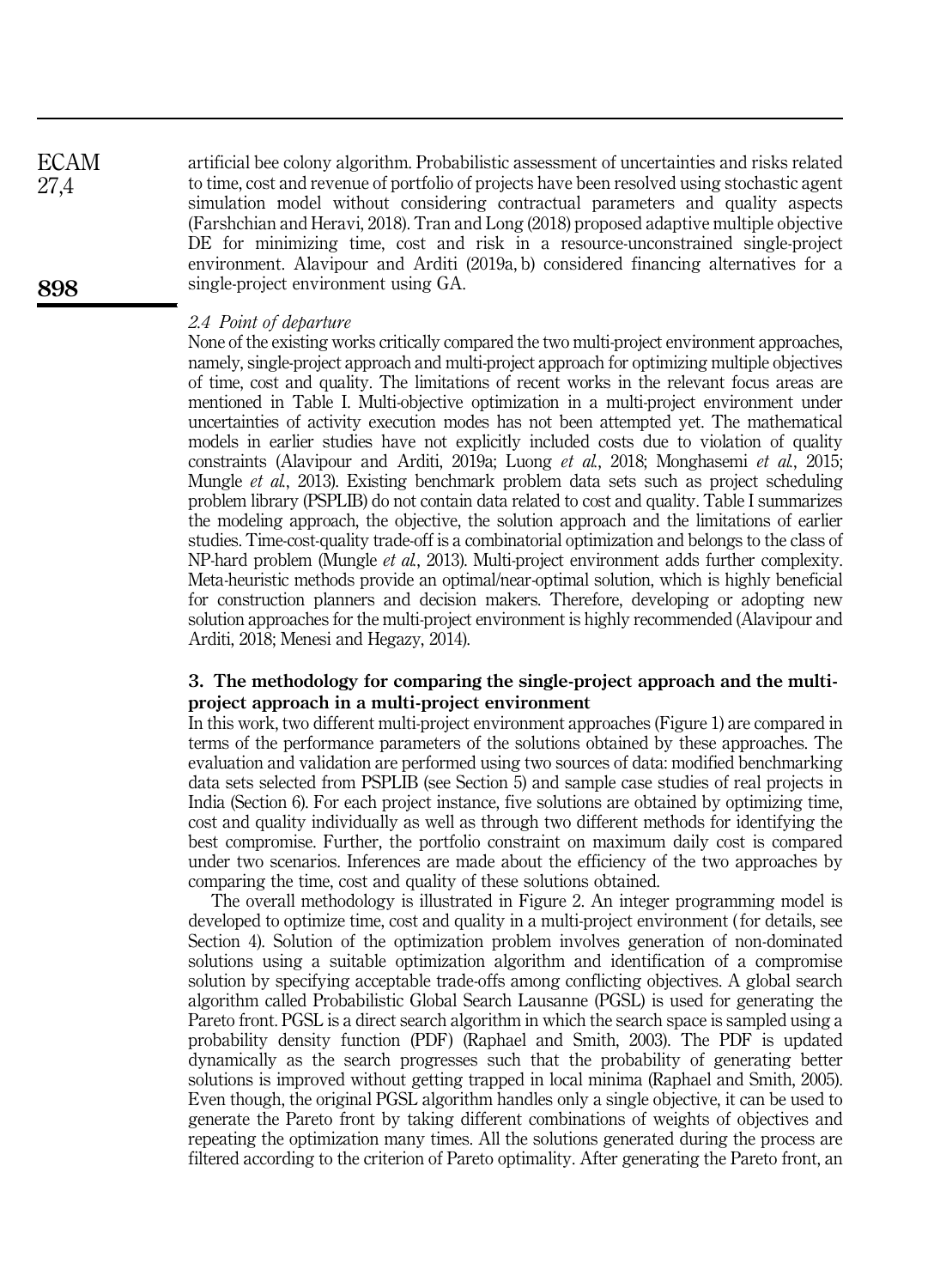artificial bee colony algorithm. Probabilistic assessment of uncertainties and risks related to time, cost and revenue of portfolio of projects have been resolved using stochastic agent simulation model without considering contractual parameters and quality aspects (Farshchian and Heravi, 2018). Tran and Long (2018) proposed adaptive multiple objective DE for minimizing time, cost and risk in a resource-unconstrained single-project environment. Alavipour and Arditi (2019a, b) considered financing alternatives for a single-project environment using GA.

### *2.4 Point of departure*

None of the existing works critically compared the two multi-project environment approaches, namely, single-project approach and multi-project approach for optimizing multiple objectives of time, cost and quality. The limitations of recent works in the relevant focus areas are mentioned in Table I. Multi-objective optimization in a multi-project environment under uncertainties of activity execution modes has not been attempted yet. The mathematical models in earlier studies have not explicitly included costs due to violation of quality constraints (Alavipour and Arditi, 2019a; Luong *et al.*, 2018; Monghasemi *et al.*, 2015; Mungle *et al.*, 2013). Existing benchmark problem data sets such as project scheduling problem library (PSPLIB) do not contain data related to cost and quality. Table I summarizes the modeling approach, the objective, the solution approach and the limitations of earlier studies. Time-cost-quality trade-off is a combinatorial optimization and belongs to the class of NP-hard problem (Mungle *et al.*, 2013). Multi-project environment adds further complexity. Meta-heuristic methods provide an optimal/near-optimal solution, which is highly beneficial for construction planners and decision makers. Therefore, developing or adopting new solution approaches for the multi-project environment is highly recommended (Alavipour and Arditi, 2018; Menesi and Hegazy, 2014).

## 3. The methodology for comparing the single-project approach and the multi-project approach in a multi-project environment

In this work, two different multi-project environment approaches (Figure 1) are compared in terms of the performance parameters of the solutions obtained by these approaches. The evaluation and validation are performed using two sources of data: modified benchmarking data sets selected from PSPLIB (see Section 5) and sample case studies of real projects in India (Section 6). For each project instance, five solutions are obtained by optimizing time, cost and quality individually as well as through two different methods for identifying the best compromise. Further, the portfolio constraint on maximum daily cost is compared under two scenarios. Inferences are made about the efficiency of the two approaches by comparing the time, cost and quality of these solutions obtained.

The overall methodology is illustrated in Figure 2. An integer programming model is developed to optimize time, cost and quality in a multi-project environment (for details, see Section 4). Solution of the optimization problem involves generation of non-dominated solutions using a suitable optimization algorithm and identification of a compromise solution by specifying acceptable trade-offs among conflicting objectives. A global search algorithm called Probabilistic Global Search Lausanne (PGSL) is used for generating the Pareto front. PGSL is a direct search algorithm in which the search space is sampled using a probability density function (PDF) (Raphael and Smith, 2003). The PDF is updated dynamically as the search progresses such that the probability of generating better solutions is improved without getting trapped in local minima (Raphael and Smith, 2005). Even though, the original PGSL algorithm handles only a single objective, it can be used to generate the Pareto front by taking different combinations of weights of objectives and repeating the optimization many times. All the solutions generated during the process are filtered according to the criterion of Pareto optimality. After generating the Pareto front, an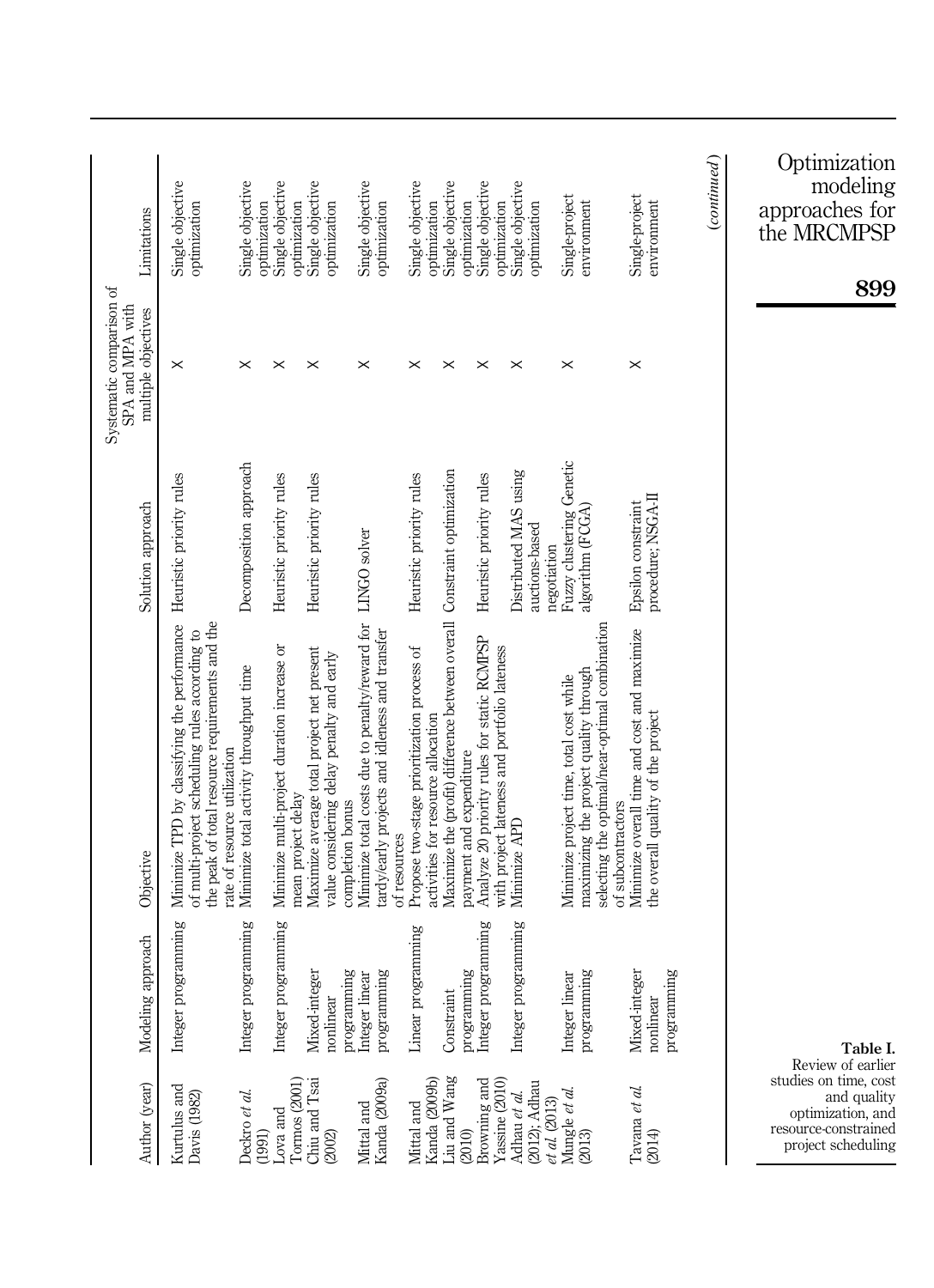**Table I.** Review of earlier studies on time, cost and quality optimization, and resource-constrained project scheduling

| Author (year) | Modeling approach | Objective | Solution approach | Systematic comparison of SPA and MPA with multiple objectives | Limitations |
|---|---|---|---|---|---|
| Kurtulus and Davis (1982) | Integer programming | Minimize TPD by classifying the performance of multi-project scheduling rules according to the peak of total resource requirements and the rate of resource utilization | Heuristic priority rules | × | Single objective optimization |
| Deckro *et al.* (1991) | Integer programming | Minimize total activity throughput time | Decomposition approach | × | Single objective optimization |
| Lova and Tormos (2001) | Integer programming | Minimize multi-project duration increase or mean project delay | Heuristic priority rules | × | Single objective optimization |
| Chiu and Tsai (2002) | Mixed-integer nonlinear programming | Maximize average total project net present value considering delay penalty and early completion bonus | Heuristic priority rules | × | Single objective optimization |
| Mittal and Kanda (2009a) | Integer linear programming | Minimize total costs due to penalty/reward for tardy/early projects and idleness and transfer of resources | LINGO solver | × | Single objective optimization |
| Mittal and Kanda (2009b) | Linear programming | Propose two-stage prioritization process of activities for resource allocation | Heuristic priority rules | × | Single objective optimization |
| Liu and Wang (2010) | Constraint programming | Maximize the (profit) difference between overall payment and expenditure | Constraint optimization | × | Single objective optimization |
| Browning and Yassine (2010) | Integer programming | Analyze 20 priority rules for static RCMPSP with project lateness and portfolio lateness | Heuristic priority rules | × | Single objective optimization |
| Adhau *et al.* (2012); Adhau *et al.* (2013) | Integer programming | Minimize APD | Distributed MAS using auctions-based negotiation | × | Single objective optimization |
| Mungle *et al.* (2013) | Integer linear programming | Minimize project time, total cost while maximizing the project quality through selecting the optimal/near-optimal combination of subcontractors | Fuzzy clustering Genetic algorithm (FCGA) | × | Single-project environment |
| Tavana *et al.* (2014) | Mixed-integer nonlinear programming | Minimize overall time and cost and maximize the overall quality of the project | Epsilon constraint procedure; NSGA-II | × | Single-project environment |

(*continued*)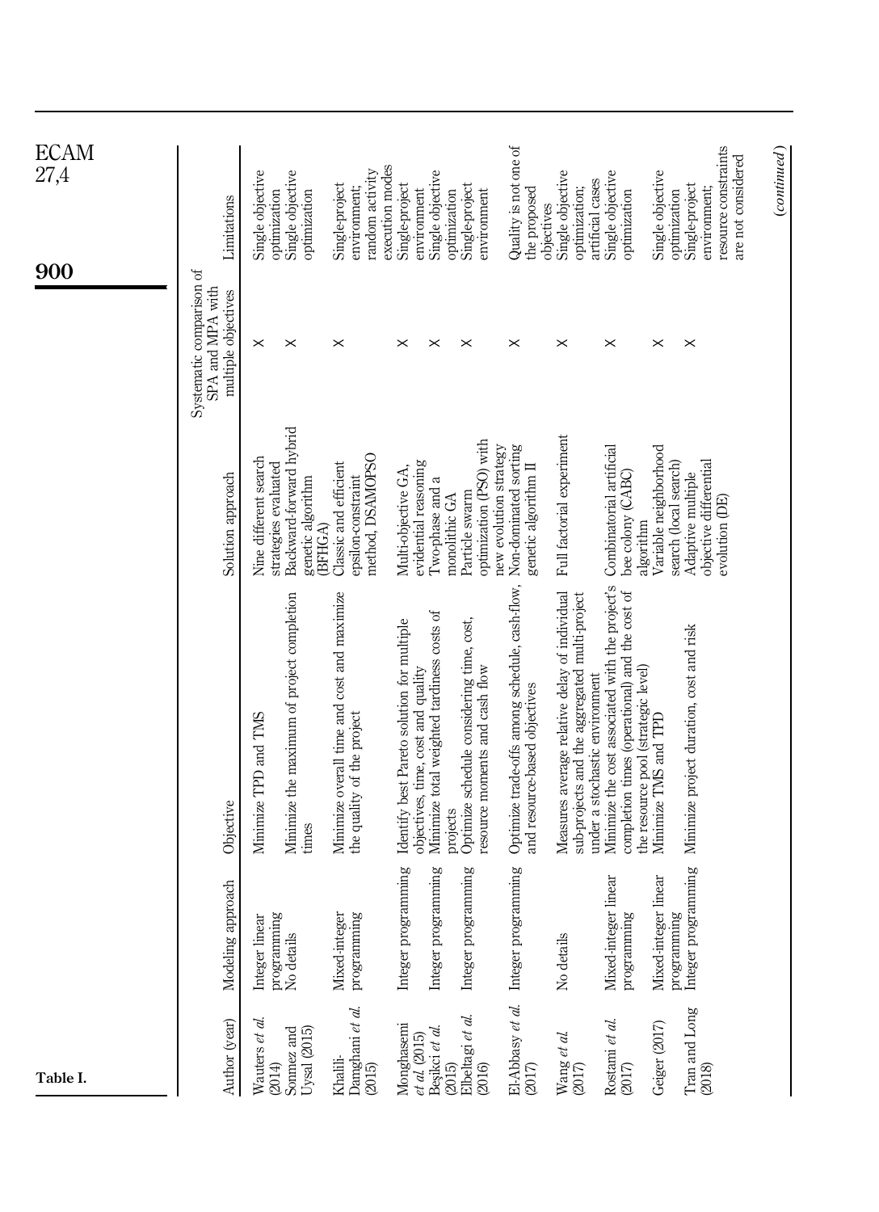Table I.

| Author (year) | Modeling approach | Objective | Solution approach | Systematic comparison of SPA and MPA with multiple objectives | Limitations |
|---|---|---|---|---|---|
| Wauters *et al.* (2014) | Integer linear programming | Minimize TPD and TMS | Nine different search strategies evaluated | × | Single objective optimization |
| Sonmez and Uysal (2015) | No details | Minimize the maximum of project completion times | Backward-forward hybrid genetic algorithm (BFHGA) | × | Single objective optimization |
| Khalili-Damghani *et al.* (2015) | Mixed-integer programming | Minimize overall time and cost and maximize the quality of the project | Classic and efficient epsilon-constraint method, DSAMOPSO | × | Single-project environment; random activity execution modes |
| Monghasemi *et al.* (2015) | Integer programming | Identify best Pareto solution for multiple objectives, time, cost and quality | Multi-objective GA, evidential reasoning | × | Single-project environment |
| Beşikci *et al.* (2015) | Integer programming | Minimize total weighted tardiness costs of projects | Two-phase and a monolithic GA | × | Single objective optimization |
| Elbeltagi *et al.* (2016) | Integer programming | Optimize schedule considering time, cost, resource moments and cash flow | Particle swarm optimization (PSO) with new evolution strategy | × | Single-project environment |
| El-Abbasy *et al.* (2017) | Integer programming | Optimize trade-offs among schedule, cash-flow, and resource-based objectives | Non-dominated sorting genetic algorithm II | × | Quality is not one of the proposed objectives |
| Wang *et al.* (2017) | No details | Measures average relative delay of individual sub-projects and the aggregated multi-project under a stochastic environment | Full factorial experiment | × | Single objective optimization; artificial cases |
| Rostami *et al.* (2017) | Mixed-integer linear programming | Minimize the cost associated with the project's completion times (operational) and the cost of the resource pool (strategic level) | Combinatorial artificial bee colony (CABC) algorithm | × | Single objective optimization |
| Geiger (2017) | Mixed-integer linear programming | Minimize TMS and TPD | Variable neighborhood search (local search) | × | Single objective optimization |
| Tran and Long (2018) | Integer programming | Minimize project duration, cost and risk | Adaptive multiple objective differential evolution (DE) | × | Single-project environment; resource constraints are not considered |

(*continued*)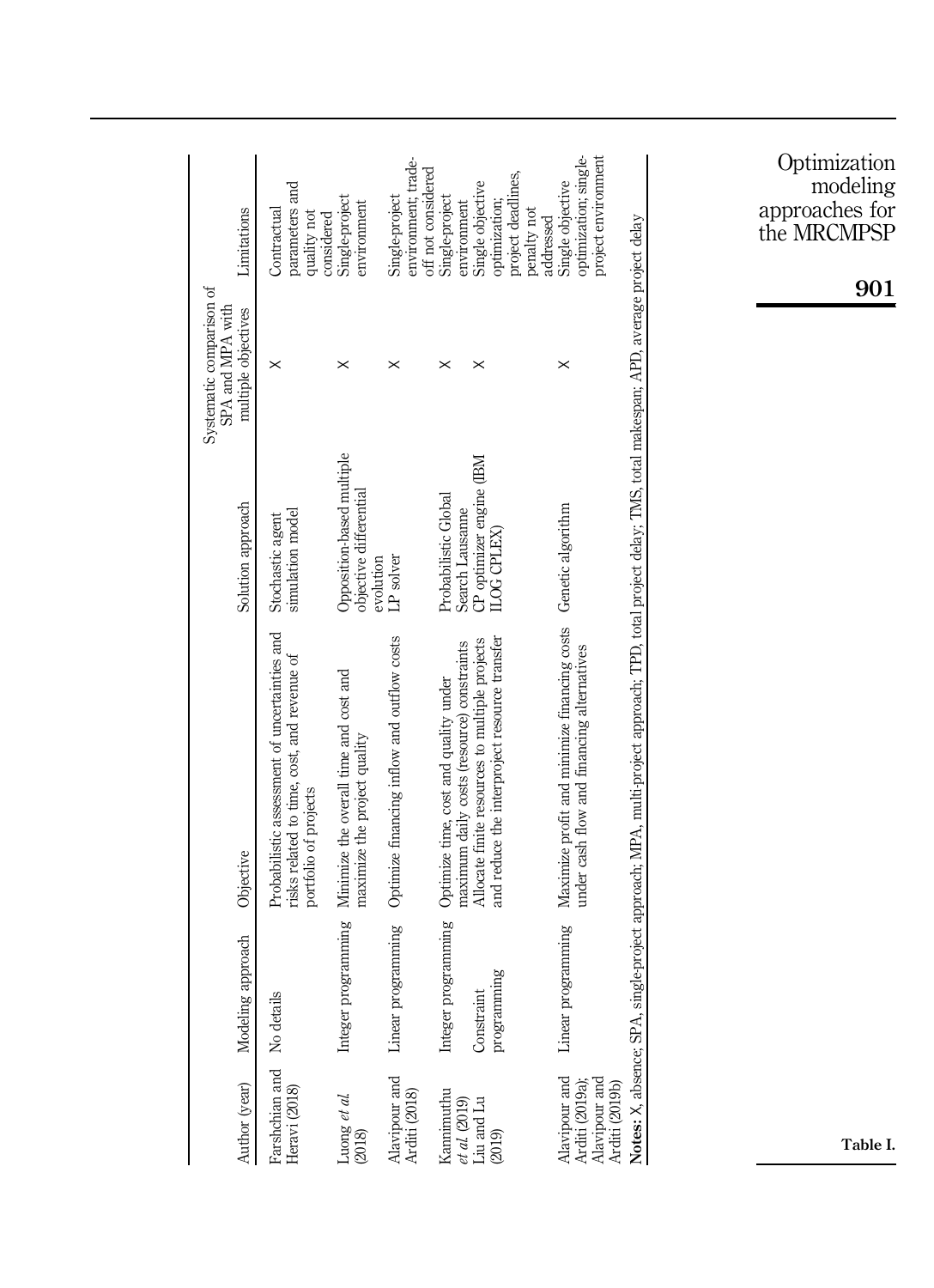| Author (year) | Modeling approach | Objective | Solution approach | Systematic comparison of SPA and MPA with multiple objectives | Limitations |
|---|---|---|---|---|---|
| Farshchian and Heravi (2018) | No details | Probabilistic assessment of uncertainties and risks related to time, cost, and revenue of portfolio of projects | Stochastic agent simulation model | X | Contractual parameters and quality not considered |
| Luong *et al.* (2018) | Integer programming | Minimize the overall time and cost and maximize the project quality | Opposition-based multiple objective differential evolution | X | Single-project environment |
| Alavipour and Arditi (2018) | Linear programming | Optimize financing inflow and outflow costs | LP solver | X | Single-project environment; trade-off not considered |
| Kannimuthu *et al.* (2019) | Integer programming | Optimize time, cost and quality under maximum daily costs (resource) constraints | Probabilistic Global Search Lausanne | X | Single-project environment |
| Liu and Lu (2019) | Constraint programming | Allocate finite resources to multiple projects and reduce the interproject resource transfer | CP optimizer engine (IBM ILOG CPLEX) | X | Single objective optimization; project deadlines, penalty not addressed |
| Alavipour and Arditi (2019a); Alavipour and Arditi (2019b) | Linear programming | Maximize profit and minimize financing costs under cash flow and financing alternatives | Genetic algorithm | X | Single objective optimization; single-project environment |

**Notes:** X, absence; SPA, single-project approach; MPA, multi-project approach; TPD, total project delay; TMS, total makespan; APD, average project delay

**Table I.**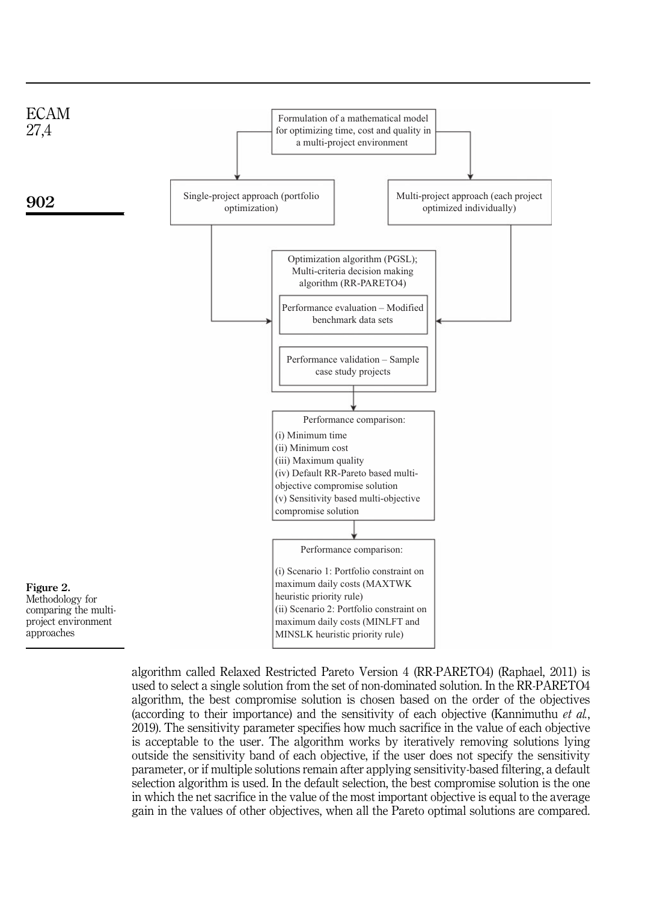Formulation of a mathematical model for optimizing time, cost and quality in a multi-project environment

Single-project approach (portfolio optimization)

Multi-project approach (each project optimized individually)

Optimization algorithm (PGSL); Multi-criteria decision making algorithm (RR-PARETO4)

Performance evaluation – Modified benchmark data sets

Performance validation – Sample case study projects

Performance comparison:
(i) Minimum time
(ii) Minimum cost
(iii) Maximum quality
(iv) Default RR-Pareto based multi-objective compromise solution
(v) Sensitivity based multi-objective compromise solution

Performance comparison:
(i) Scenario 1: Portfolio constraint on maximum daily costs (MAXTWK heuristic priority rule)
(ii) Scenario 2: Portfolio constraint on maximum daily costs (MINLFT and MINSLK heuristic priority rule)

**Figure 2.** Methodology for comparing the multi-project environment approaches

algorithm called Relaxed Restricted Pareto Version 4 (RR-PARETO4) (Raphael, 2011) is used to select a single solution from the set of non-dominated solution. In the RR-PARETO4 algorithm, the best compromise solution is chosen based on the order of the objectives (according to their importance) and the sensitivity of each objective (Kannimuthu *et al.*, 2019). The sensitivity parameter specifies how much sacrifice in the value of each objective is acceptable to the user. The algorithm works by iteratively removing solutions lying outside the sensitivity band of each objective, if the user does not specify the sensitivity parameter, or if multiple solutions remain after applying sensitivity-based filtering, a default selection algorithm is used. In the default selection, the best compromise solution is the one in which the net sacrifice in the value of the most important objective is equal to the average gain in the values of other objectives, when all the Pareto optimal solutions are compared.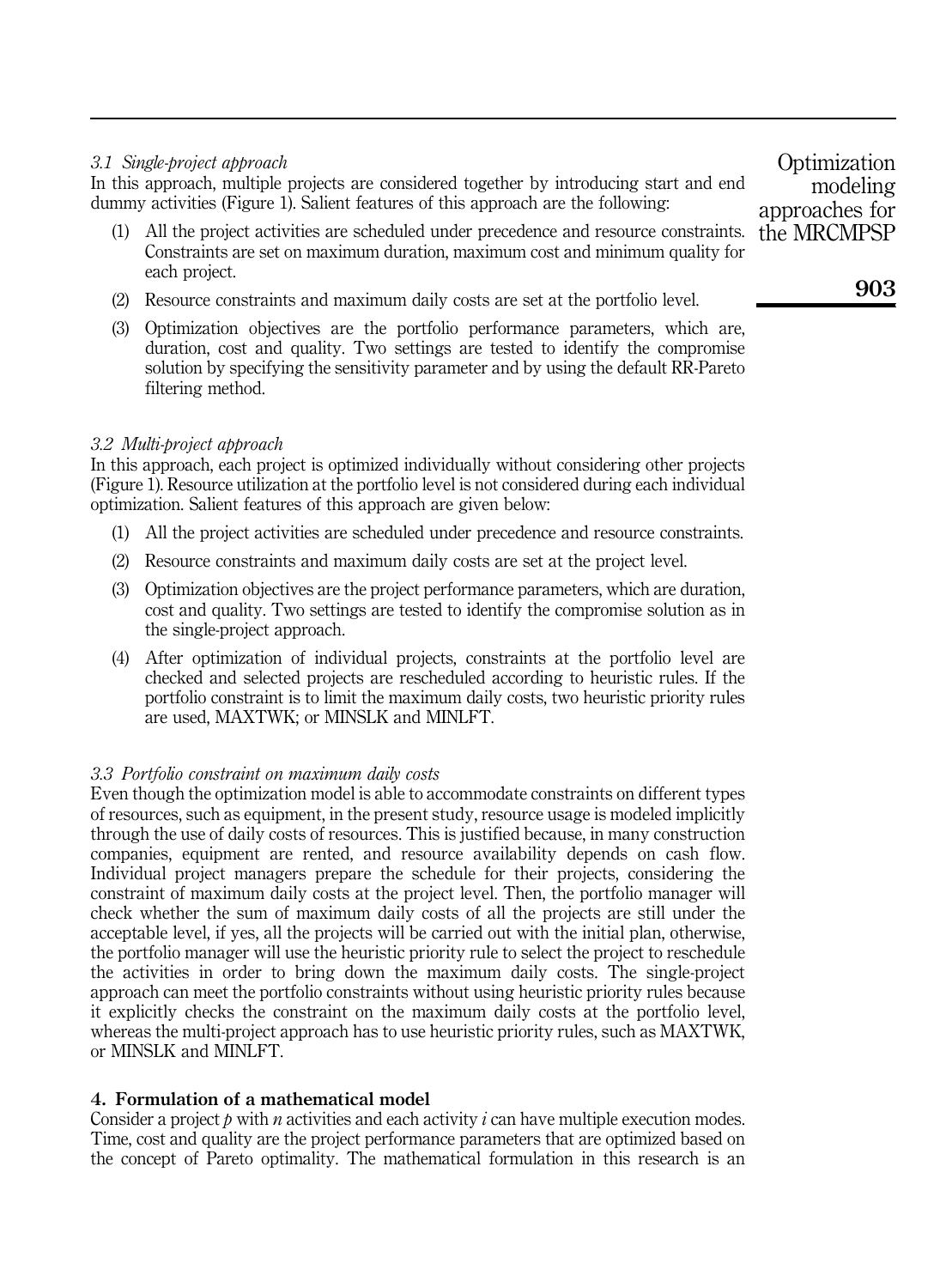### 3.1 Single-project approach

In this approach, multiple projects are considered together by introducing start and end dummy activities (Figure 1). Salient features of this approach are the following:

1. All the project activities are scheduled under precedence and resource constraints. Constraints are set on maximum duration, maximum cost and minimum quality for each project.
2. Resource constraints and maximum daily costs are set at the portfolio level.
3. Optimization objectives are the portfolio performance parameters, which are, duration, cost and quality. Two settings are tested to identify the compromise solution by specifying the sensitivity parameter and by using the default RR-Pareto filtering method.

### 3.2 Multi-project approach

In this approach, each project is optimized individually without considering other projects (Figure 1). Resource utilization at the portfolio level is not considered during each individual optimization. Salient features of this approach are given below:

1. All the project activities are scheduled under precedence and resource constraints.
2. Resource constraints and maximum daily costs are set at the project level.
3. Optimization objectives are the project performance parameters, which are duration, cost and quality. Two settings are tested to identify the compromise solution as in the single-project approach.
4. After optimization of individual projects, constraints at the portfolio level are checked and selected projects are rescheduled according to heuristic rules. If the portfolio constraint is to limit the maximum daily costs, two heuristic priority rules are used, MAXTWK; or MINSLK and MINLFT.

### 3.3 Portfolio constraint on maximum daily costs

Even though the optimization model is able to accommodate constraints on different types of resources, such as equipment, in the present study, resource usage is modeled implicitly through the use of daily costs of resources. This is justified because, in many construction companies, equipment are rented, and resource availability depends on cash flow. Individual project managers prepare the schedule for their projects, considering the constraint of maximum daily costs at the project level. Then, the portfolio manager will check whether the sum of maximum daily costs of all the projects are still under the acceptable level, if yes, all the projects will be carried out with the initial plan, otherwise, the portfolio manager will use the heuristic priority rule to select the project to reschedule the activities in order to bring down the maximum daily costs. The single-project approach can meet the portfolio constraints without using heuristic priority rules because it explicitly checks the constraint on the maximum daily costs at the portfolio level, whereas the multi-project approach has to use heuristic priority rules, such as MAXTWK, or MINSLK and MINLFT.

## 4. Formulation of a mathematical model

Consider a project $p$ with $n$ activities and each activity $i$ can have multiple execution modes. Time, cost and quality are the project performance parameters that are optimized based on the concept of Pareto optimality. The mathematical formulation in this research is an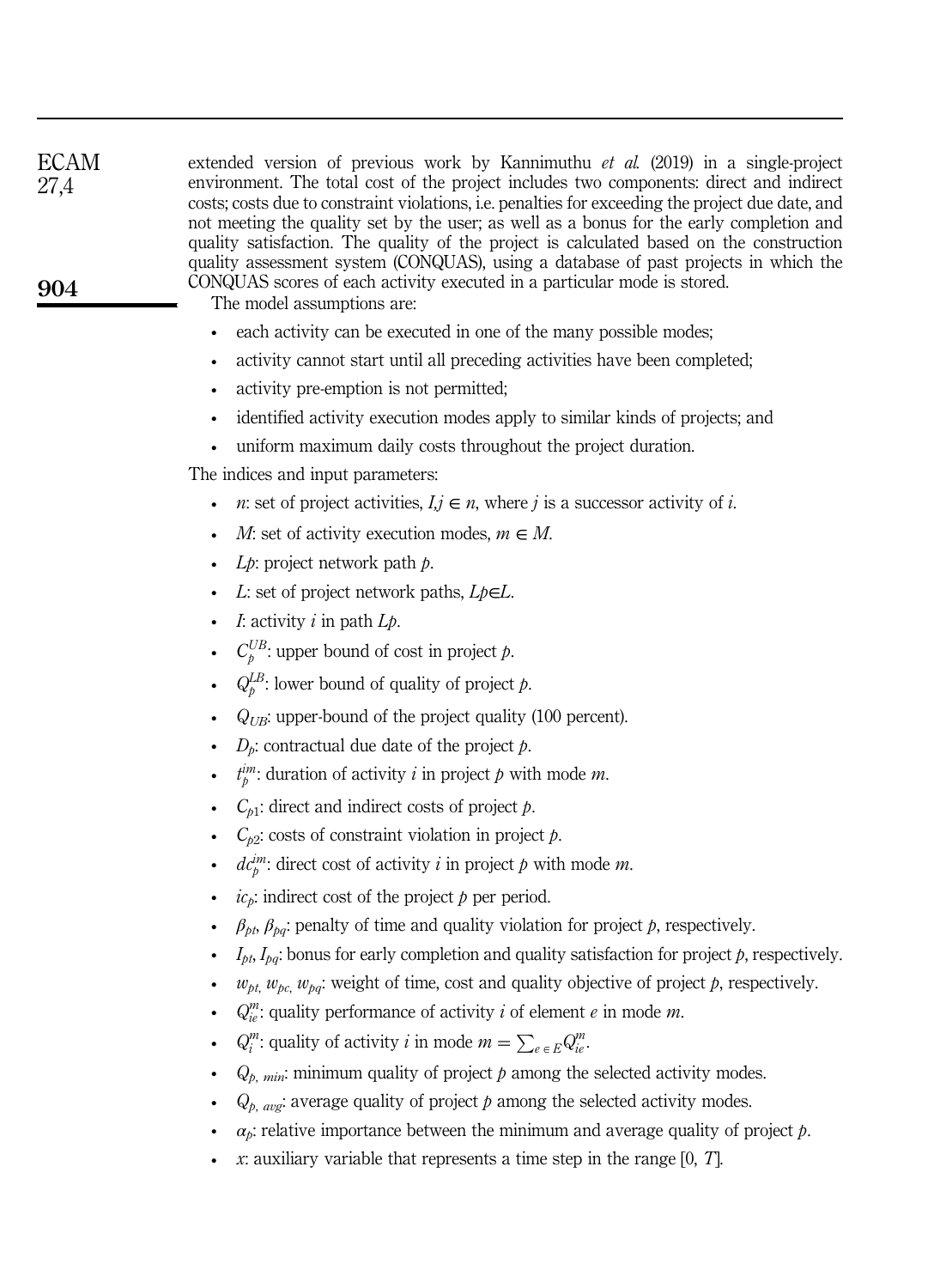extended version of previous work by Kannimuthu *et al.* (2019) in a single-project environment. The total cost of the project includes two components: direct and indirect costs; costs due to constraint violations, i.e. penalties for exceeding the project due date, and not meeting the quality set by the user; as well as a bonus for the early completion and quality satisfaction. The quality of the project is calculated based on the construction quality assessment system (CONQUAS), using a database of past projects in which the CONQUAS scores of each activity executed in a particular mode is stored.

The model assumptions are:

- each activity can be executed in one of the many possible modes;
- activity cannot start until all preceding activities have been completed;
- activity pre-emption is not permitted;
- identified activity execution modes apply to similar kinds of projects; and
- uniform maximum daily costs throughout the project duration.

The indices and input parameters:

- $n$: set of project activities, $I, j \in n$, where $j$ is a successor activity of $i$.
- $M$: set of activity execution modes, $m \in M$.
- $Lp$: project network path $p$.
- $L$: set of project network paths, $Lp \in L$.
- $I$: activity $i$ in path $Lp$.
- $C_p^{UB}$: upper bound of cost in project $p$.
- $Q_p^{LB}$: lower bound of quality of project $p$.
- $Q_{UB}$: upper-bound of the project quality (100 percent).
- $D_p$: contractual due date of the project $p$.
- $t_p^{im}$: duration of activity $i$ in project $p$ with mode $m$.
- $C_{p1}$: direct and indirect costs of project $p$.
- $C_{p2}$: costs of constraint violation in project $p$.
- $dc_p^{im}$: direct cost of activity $i$ in project $p$ with mode $m$.
- $ic_p$: indirect cost of the project $p$ per period.
- $\beta_{pt}$, $\beta_{pq}$: penalty of time and quality violation for project $p$, respectively.
- $I_{pt}$, $I_{pq}$: bonus for early completion and quality satisfaction for project $p$, respectively.
- $w_{pt}$, $w_{pc}$, $w_{pq}$: weight of time, cost and quality objective of project $p$, respectively.
- $Q_{ie}^m$: quality performance of activity $i$ of element $e$ in mode $m$.
- $Q_i^m$: quality of activity $i$ in mode $m = \sum_{e \in E} Q_{ie}^m$.
- $Q_{p,\,min}$: minimum quality of project $p$ among the selected activity modes.
- $Q_{p,\,avg}$: average quality of project $p$ among the selected activity modes.
- $\alpha_p$: relative importance between the minimum and average quality of project $p$.
- $x$: auxiliary variable that represents a time step in the range $[0, T]$.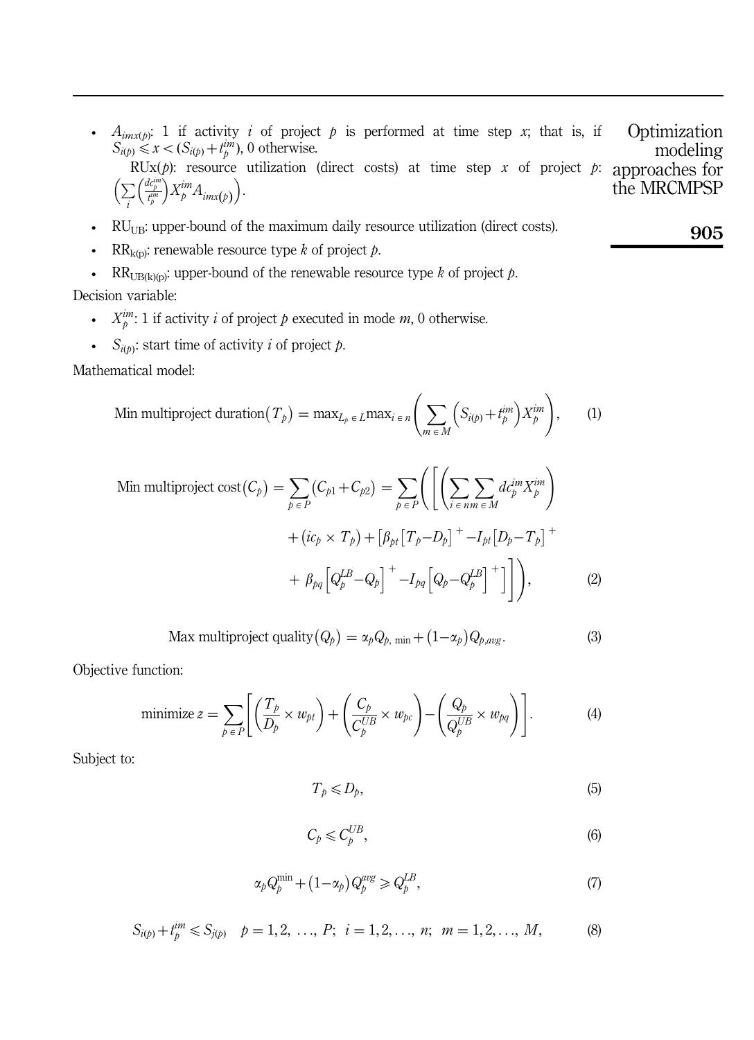- $A_{imx(p)}$: 1 if activity $i$ of project $p$ is performed at time step $x$; that is, if $S_{i(p)} \leqslant x < (S_{i(p)} + t_p^{im})$, 0 otherwise.

  RUx($p$): resource utilization (direct costs) at time step $x$ of project $p$: $\left(\sum_i \left(\frac{dc_p^{im}}{t_p^{im}}\right) X_p^{im} A_{imx(p)}\right)$.

- $\text{RU}_{\text{UB}}$: upper-bound of the maximum daily resource utilization (direct costs).
- $\text{RR}_{\text{k(p)}}$: renewable resource type $k$ of project $p$.
- $\text{RR}_{\text{UB(k)(p)}}$: upper-bound of the renewable resource type $k$ of project $p$.

Decision variable:

- $X_p^{im}$: 1 if activity $i$ of project $p$ executed in mode $m$, 0 otherwise.
- $S_{i(p)}$: start time of activity $i$ of project $p$.

Mathematical model:

$$\text{Min multiproject duration}(T_p) = \max_{L_p \in L} \max_{i \in n} \left( \sum_{m \in M} \left( S_{i(p)} + t_p^{im} \right) X_p^{im} \right), \tag{1}$$

$$\begin{aligned}\text{Min multiproject cost}(C_p) = \sum_{p \in P} (C_{p1} + C_{p2}) = \sum_{p \in P} \Bigg( \Bigg[ \Bigg( \sum_{i \in n} \sum_{m \in M} dc_p^{im} X_p^{im} \Bigg) \\ + (ic_p \times T_p) + \beta_{pt} \left[ T_p - D_p \right]^+ - I_{pt} \left[ D_p - T_p \right]^+ \\ + \beta_{pq} \left[ Q_p^{LB} - Q_p \right]^+ - I_{pq} \left[ Q_p - Q_p^{LB} \right]^+ \Bigg] \Bigg),\end{aligned} \tag{2}$$

$$\text{Max multiproject quality}(Q_p) = \alpha_p Q_{p,\min} + (1 - \alpha_p) Q_{p,avg}. \tag{3}$$

Objective function:

$$\text{minimize } z = \sum_{p \in P} \left[ \left( \frac{T_p}{D_p} \times w_{pt} \right) + \left( \frac{C_p}{C_p^{UB}} \times w_{pc} \right) - \left( \frac{Q_p}{Q_p^{UB}} \times w_{pq} \right) \right]. \tag{4}$$

Subject to:

$$T_p \leqslant D_p, \tag{5}$$

$$C_p \leqslant C_p^{UB}, \tag{6}$$

$$\alpha_p Q_p^{\min} + (1 - \alpha_p) Q_p^{avg} \geqslant Q_p^{LB}, \tag{7}$$

$$S_{i(p)} + t_p^{im} \leqslant S_{j(p)} \quad p = 1, 2, \ldots, P; \;\; i = 1, 2, \ldots, n; \;\; m = 1, 2, \ldots, M, \tag{8}$$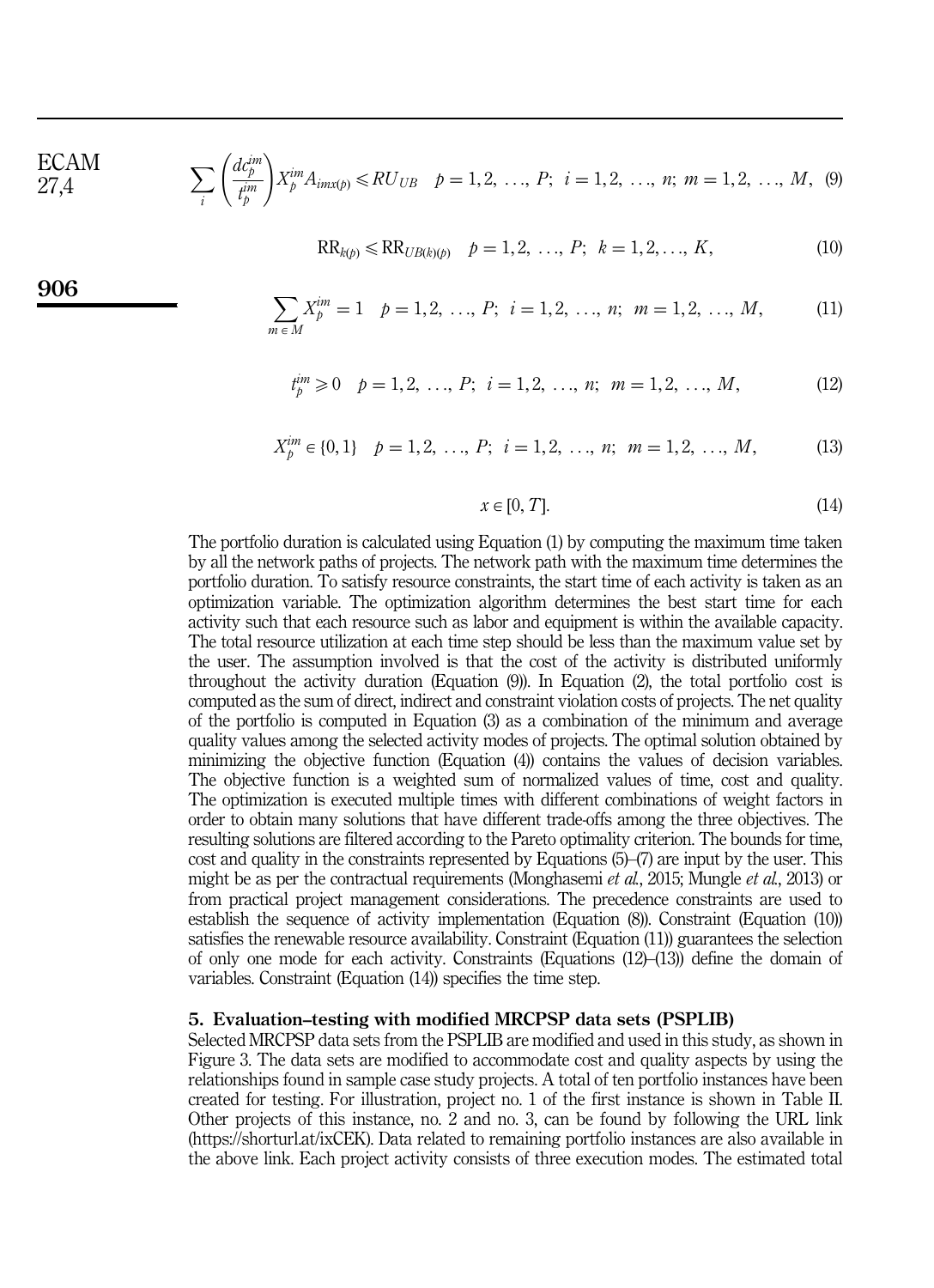$$\sum_{i}\left(\frac{dc_{p}^{im}}{t_{p}^{im}}\right)X_{p}^{im}A_{imx(p)} \leqslant RU_{UB} \quad p = 1, 2, \ldots, P;\ i = 1, 2, \ldots, n;\ m = 1, 2, \ldots, M, \tag{9}$$

$$\mathrm{RR}_{k(p)} \leqslant \mathrm{RR}_{UB(k)(p)} \quad p = 1, 2, \ldots, P;\ k = 1, 2, \ldots, K, \tag{10}$$

$$\sum_{m \in M} X_{p}^{im} = 1 \quad p = 1, 2, \ldots, P;\ i = 1, 2, \ldots, n;\ m = 1, 2, \ldots, M, \tag{11}$$

$$t_{p}^{im} \geqslant 0 \quad p = 1, 2, \ldots, P;\ i = 1, 2, \ldots, n;\ m = 1, 2, \ldots, M, \tag{12}$$

$$X_{p}^{im} \in \{0, 1\} \quad p = 1, 2, \ldots, P;\ i = 1, 2, \ldots, n;\ m = 1, 2, \ldots, M, \tag{13}$$

$$x \in [0, T]. \tag{14}$$

The portfolio duration is calculated using Equation (1) by computing the maximum time taken by all the network paths of projects. The network path with the maximum time determines the portfolio duration. To satisfy resource constraints, the start time of each activity is taken as an optimization variable. The optimization algorithm determines the best start time for each activity such that each resource such as labor and equipment is within the available capacity. The total resource utilization at each time step should be less than the maximum value set by the user. The assumption involved is that the cost of the activity is distributed uniformly throughout the activity duration (Equation (9)). In Equation (2), the total portfolio cost is computed as the sum of direct, indirect and constraint violation costs of projects. The net quality of the portfolio is computed in Equation (3) as a combination of the minimum and average quality values among the selected activity modes of projects. The optimal solution obtained by minimizing the objective function (Equation (4)) contains the values of decision variables. The objective function is a weighted sum of normalized values of time, cost and quality. The optimization is executed multiple times with different combinations of weight factors in order to obtain many solutions that have different trade-offs among the three objectives. The resulting solutions are filtered according to the Pareto optimality criterion. The bounds for time, cost and quality in the constraints represented by Equations (5)–(7) are input by the user. This might be as per the contractual requirements (Monghasemi *et al.*, 2015; Mungle *et al.*, 2013) or from practical project management considerations. The precedence constraints are used to establish the sequence of activity implementation (Equation (8)). Constraint (Equation (10)) satisfies the renewable resource availability. Constraint (Equation (11)) guarantees the selection of only one mode for each activity. Constraints (Equations (12)–(13)) define the domain of variables. Constraint (Equation (14)) specifies the time step.

## 5. Evaluation–testing with modified MRCPSP data sets (PSPLIB)

Selected MRCPSP data sets from the PSPLIB are modified and used in this study, as shown in Figure 3. The data sets are modified to accommodate cost and quality aspects by using the relationships found in sample case study projects. A total of ten portfolio instances have been created for testing. For illustration, project no. 1 of the first instance is shown in Table II. Other projects of this instance, no. 2 and no. 3, can be found by following the URL link (https://shorturl.at/ixCEK). Data related to remaining portfolio instances are also available in the above link. Each project activity consists of three execution modes. The estimated total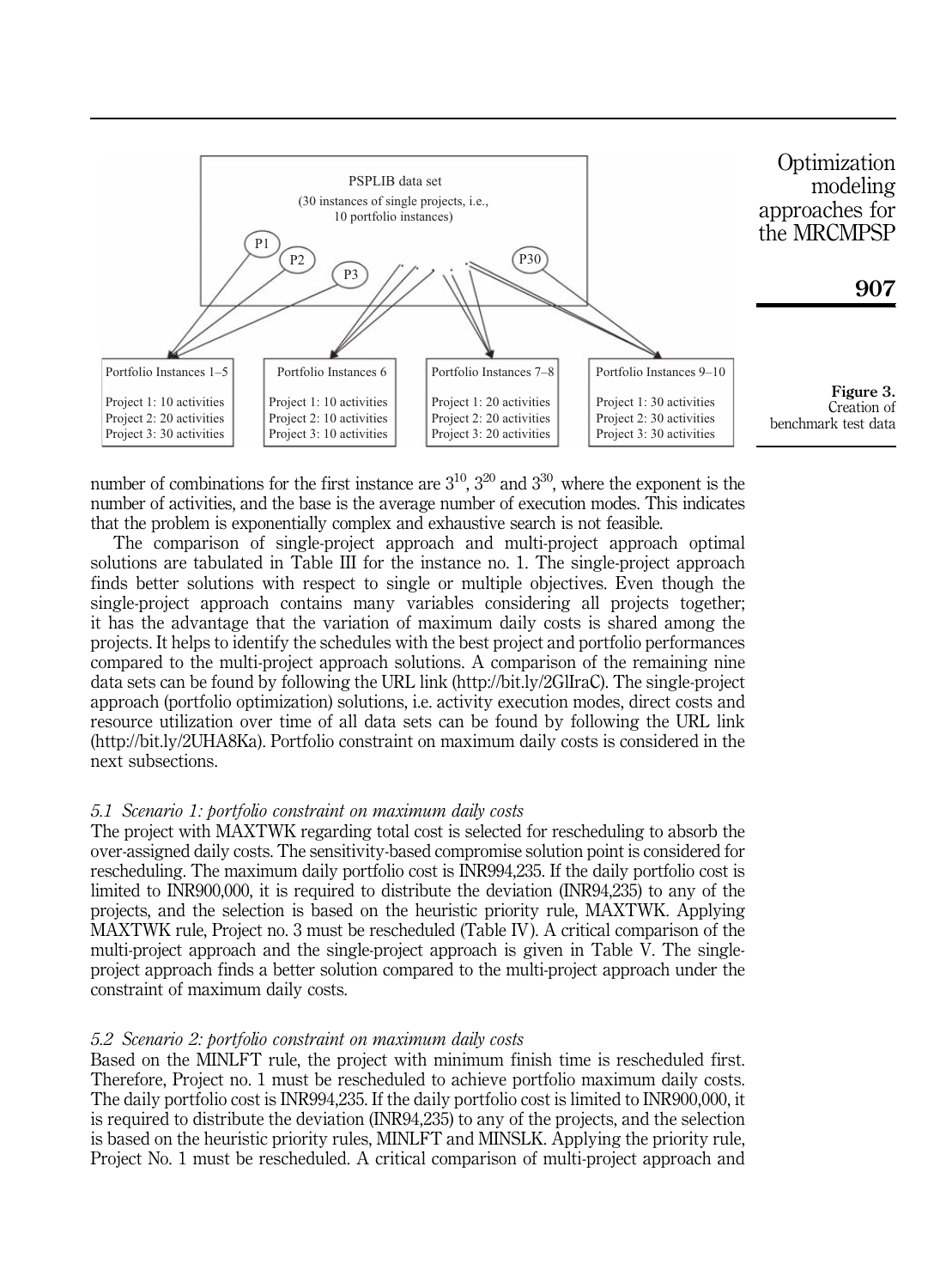Figure 3. Creation of benchmark test data

number of combinations for the first instance are $3^{10}$, $3^{20}$ and $3^{30}$, where the exponent is the number of activities, and the base is the average number of execution modes. This indicates that the problem is exponentially complex and exhaustive search is not feasible.

The comparison of single-project approach and multi-project approach optimal solutions are tabulated in Table III for the instance no. 1. The single-project approach finds better solutions with respect to single or multiple objectives. Even though the single-project approach contains many variables considering all projects together; it has the advantage that the variation of maximum daily costs is shared among the projects. It helps to identify the schedules with the best project and portfolio performances compared to the multi-project approach solutions. A comparison of the remaining nine data sets can be found by following the URL link (http://bit.ly/2GlIraC). The single-project approach (portfolio optimization) solutions, i.e. activity execution modes, direct costs and resource utilization over time of all data sets can be found by following the URL link (http://bit.ly/2UHA8Ka). Portfolio constraint on maximum daily costs is considered in the next subsections.

### *5.1 Scenario 1: portfolio constraint on maximum daily costs*

The project with MAXTWK regarding total cost is selected for rescheduling to absorb the over-assigned daily costs. The sensitivity-based compromise solution point is considered for rescheduling. The maximum daily portfolio cost is INR994,235. If the daily portfolio cost is limited to INR900,000, it is required to distribute the deviation (INR94,235) to any of the projects, and the selection is based on the heuristic priority rule, MAXTWK. Applying MAXTWK rule, Project no. 3 must be rescheduled (Table IV). A critical comparison of the multi-project approach and the single-project approach is given in Table V. The single-project approach finds a better solution compared to the multi-project approach under the constraint of maximum daily costs.

### *5.2 Scenario 2: portfolio constraint on maximum daily costs*

Based on the MINLFT rule, the project with minimum finish time is rescheduled first. Therefore, Project no. 1 must be rescheduled to achieve portfolio maximum daily costs. The daily portfolio cost is INR994,235. If the daily portfolio cost is limited to INR900,000, it is required to distribute the deviation (INR94,235) to any of the projects, and the selection is based on the heuristic priority rules, MINLFT and MINSLK. Applying the priority rule, Project No. 1 must be rescheduled. A critical comparison of multi-project approach and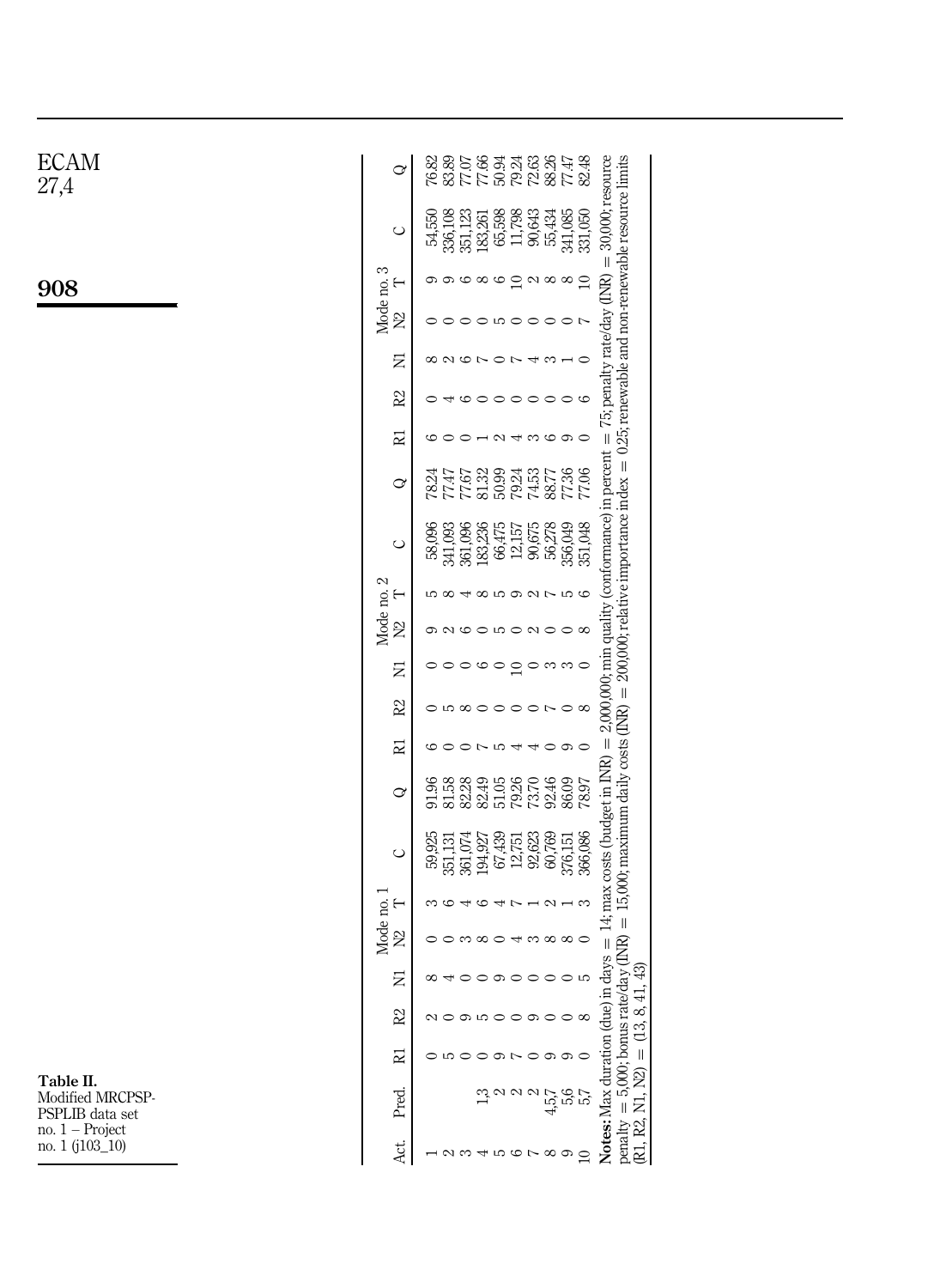Table II. Modified MRCPSP-PSPLIB data set no. 1 – Project no. 1 (j103_10)

| Act. | Pred. | Mode no. 1 | | | | | | | Mode no. 2 | | | | | | | Mode no. 3 | | | | | | |
|---|---|---|---|---|---|---|---|---|---|---|---|---|---|---|---|---|---|---|---|---|---|---|
| | | R1 | R2 | N1 | N2 | T | C | Q | R1 | R2 | N1 | N2 | T | C | Q | R1 | R2 | N1 | N2 | T | C | Q |
| 1 | | 0 | 2 | 8 | 0 | 3 | 59,925 | 91.96 | 6 | 0 | 0 | 9 | 5 | 58,096 | 78.24 | 6 | 0 | 8 | 0 | 9 | 54,550 | 76.82 |
| 2 | | 5 | 0 | 4 | 0 | 6 | 351,131 | 81.58 | 0 | 5 | 0 | 2 | 8 | 341,093 | 77.47 | 0 | 4 | 2 | 0 | 9 | 336,108 | 83.89 |
| 3 | | 0 | 9 | 0 | 3 | 4 | 361,074 | 82.28 | 0 | 8 | 0 | 6 | 4 | 361,096 | 77.67 | 0 | 6 | 6 | 0 | 6 | 351,123 | 77.07 |
| 4 | 1,3 | 0 | 5 | 0 | 8 | 6 | 194,927 | 82.49 | 7 | 0 | 6 | 0 | 8 | 183,236 | 81.32 | 1 | 0 | 7 | 0 | 8 | 183,261 | 77.66 |
| 5 | 2 | 9 | 0 | 9 | 0 | 4 | 67,439 | 51.05 | 5 | 0 | 0 | 5 | 5 | 66,475 | 50.99 | 2 | 0 | 0 | 5 | 6 | 65,598 | 50.94 |
| 6 | 2 | 7 | 0 | 0 | 4 | 7 | 12,751 | 79.26 | 4 | 0 | 10 | 0 | 9 | 12,157 | 79.24 | 4 | 0 | 7 | 0 | 10 | 11,798 | 79.24 |
| 7 | 2 | 0 | 9 | 0 | 3 | 1 | 92,623 | 73.70 | 4 | 0 | 0 | 2 | 2 | 90,675 | 74.53 | 3 | 0 | 4 | 0 | 2 | 90,643 | 72.63 |
| 8 | 4,5,7 | 9 | 0 | 0 | 8 | 2 | 60,769 | 92.46 | 0 | 7 | 3 | 0 | 7 | 56,278 | 88.77 | 6 | 0 | 3 | 0 | 8 | 55,434 | 88.26 |
| 9 | 5,6 | 9 | 0 | 0 | 8 | 1 | 376,151 | 86.09 | 9 | 0 | 3 | 0 | 5 | 356,049 | 77.36 | 9 | 0 | 1 | 0 | 8 | 341,085 | 77.47 |
| 10 | 5,7 | 0 | 8 | 5 | 0 | 3 | 366,086 | 78.97 | 0 | 8 | 0 | 8 | 6 | 351,048 | 77.06 | 0 | 6 | 0 | 7 | 10 | 331,050 | 82.48 |

**Notes:** Max duration (due) in days = 14; max costs (budget in INR) = 2,000,000; min quality (conformance) in percent = 75; penalty rate/day (INR) = 30,000; resource penalty = 5,000; bonus rate/day (INR) = 15,000; maximum daily costs (INR) = 200,000; relative importance index = 0.25; renewable and non-renewable resource limits (R1, R2, N1, N2) = (13, 8, 41, 43)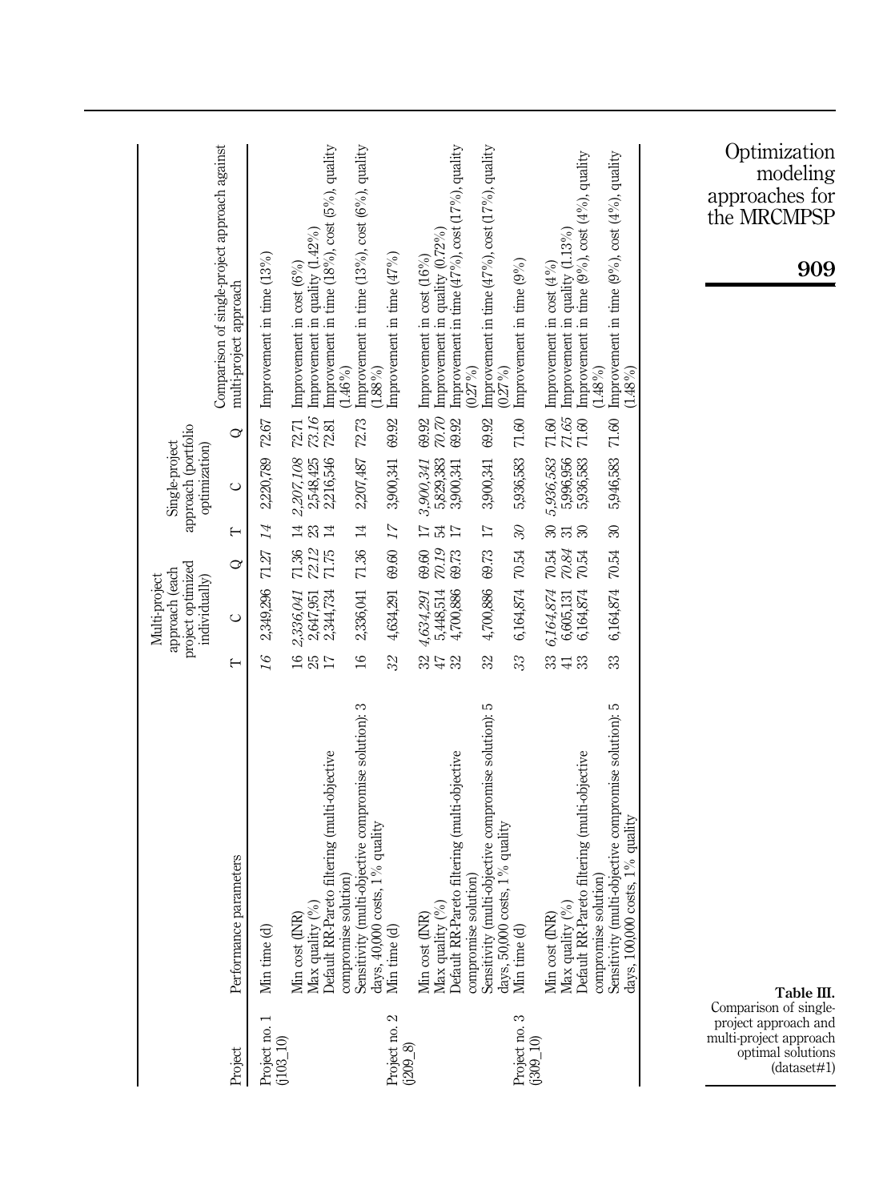**Table III.** Comparison of single-project approach and multi-project approach optimal solutions (dataset#1)

| Project | Performance parameters | Multi-project approach (each project optimized individually) | | | Single-project approach (portfolio optimization) | | | Comparison of single-project approach against multi-project approach |
|---|---|---|---|---|---|---|---|---|
| | | T | C | Q | T | C | Q | |
| Project no. 1 (j103_10) | Min time (d) | *16* | 2,349,296 | 71.27 | *14* | 2,220,789 | 72.67 | Improvement in time (13%) |
| | Min cost (INR) | 16 | *2,336,041* | 71.36 | 14 | *2,207,108* | 72.71 | Improvement in cost (6%) |
| | Max quality (%) | 25 | 2,647,951 | *72.12* | 23 | 2,548,425 | *73.16* | Improvement in quality (1.42%) |
| | Default RR-Pareto filtering (multi-objective compromise solution) | 17 | 2,344,734 | 71.75 | 14 | 2,216,546 | 72.81 | Improvement in time (18%), cost (5%), quality (1.46%) |
| | Sensitivity (multi-objective compromise solution): 3 days, 40,000 costs, 1% quality | 16 | 2,336,041 | 71.36 | 14 | 2,207,487 | 72.73 | Improvement in time (13%), cost (6%), quality (1.88%) |
| Project no. 2 (j209_8) | Min time (d) | *32* | 4,634,291 | 69.60 | *17* | 3,900,341 | 69.92 | Improvement in time (47%) |
| | Min cost (INR) | 32 | *4,634,291* | 69.60 | 17 | *3,900,341* | 69.92 | Improvement in cost (16%) |
| | Max quality (%) | 47 | 5,448,514 | *70.19* | 54 | 5,829,383 | *70.70* | Improvement in quality (0.72%) |
| | Default RR-Pareto filtering (multi-objective compromise solution) | 32 | 4,700,886 | 69.73 | 17 | 3,900,341 | 69.92 | Improvement in time (47%), cost (17%), quality (0.27%) |
| | Sensitivity (multi-objective compromise solution): 5 days, 50,000 costs, 1% quality | 32 | 4,700,886 | 69.73 | 17 | 3,900,341 | 69.92 | Improvement in time (47%), cost (17%), quality (0.27%) |
| Project no. 3 (j309_10) | Min time (d) | *33* | 6,164,874 | 70.54 | *30* | 5,936,583 | 71.60 | Improvement in time (9%) |
| | Min cost (INR) | 33 | *6,164,874* | 70.54 | 30 | *5,936,583* | 71.60 | Improvement in cost (4%) |
| | Max quality (%) | 41 | 6,605,131 | *70.84* | 31 | 5,996,956 | *71.65* | Improvement in quality (1.13%) |
| | Default RR-Pareto filtering (multi-objective compromise solution) | 33 | 6,164,874 | 70.54 | 30 | 5,936,583 | 71.60 | Improvement in time (9%), cost (4%), quality (1.48%) |
| | Sensitivity (multi-objective compromise solution): 5 days, 100,000 costs, 1% quality | 33 | 6,164,874 | 70.54 | 30 | 5,946,583 | 71.60 | Improvement in time (9%), cost (4%), quality (1.48%) |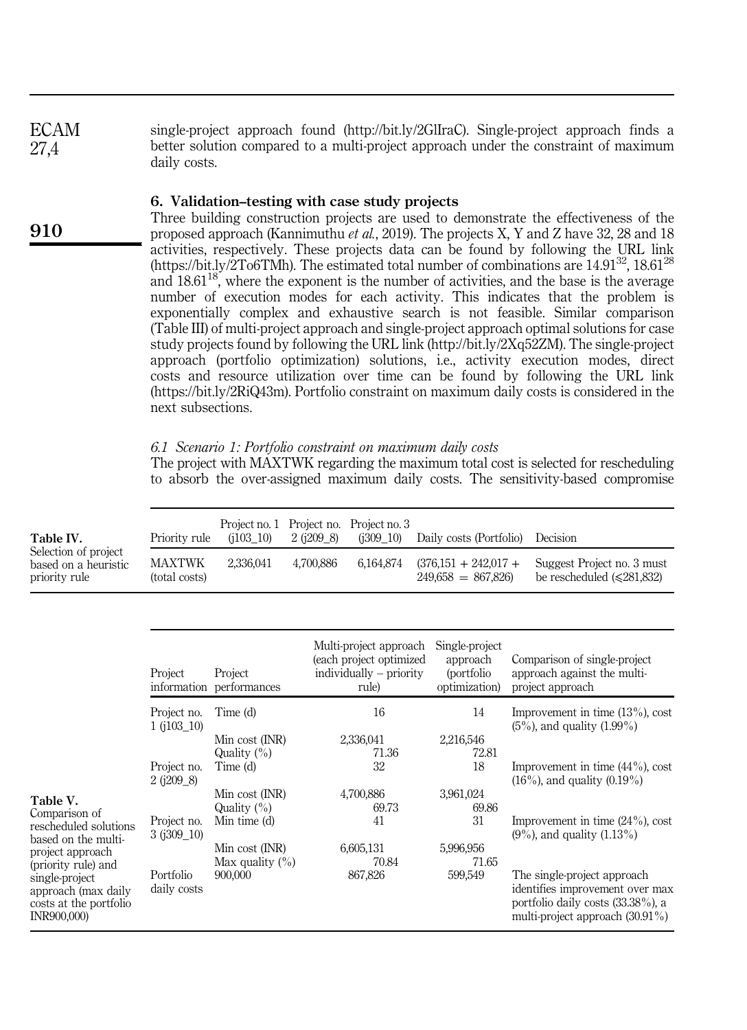single-project approach found (http://bit.ly/2GlIraC). Single-project approach finds a better solution compared to a multi-project approach under the constraint of maximum daily costs.

## 6. Validation–testing with case study projects

Three building construction projects are used to demonstrate the effectiveness of the proposed approach (Kannimuthu *et al.*, 2019). The projects X, Y and Z have 32, 28 and 18 activities, respectively. These projects data can be found by following the URL link (https://bit.ly/2To6TMh). The estimated total number of combinations are $14.91^{32}$, $18.61^{28}$ and $18.61^{18}$, where the exponent is the number of activities, and the base is the average number of execution modes for each activity. This indicates that the problem is exponentially complex and exhaustive search is not feasible. Similar comparison (Table III) of multi-project approach and single-project approach optimal solutions for case study projects found by following the URL link (http://bit.ly/2Xq52ZM). The single-project approach (portfolio optimization) solutions, i.e., activity execution modes, direct costs and resource utilization over time can be found by following the URL link (https://bit.ly/2RiQ43m). Portfolio constraint on maximum daily costs is considered in the next subsections.

### *6.1 Scenario 1: Portfolio constraint on maximum daily costs*

The project with MAXTWK regarding the maximum total cost is selected for rescheduling to absorb the over-assigned maximum daily costs. The sensitivity-based compromise

**Table IV.** Selection of project based on a heuristic priority rule

| Priority rule | Project no. 1 (j103_10) | Project no. 2 (j209_8) | Project no. 3 (j309_10) | Daily costs (Portfolio) | Decision |
|---|---|---|---|---|---|
| MAXTWK (total costs) | 2,336,041 | 4,700,886 | 6,164,874 | (376,151 + 242,017 + 249,658 = 867,826) | Suggest Project no. 3 must be rescheduled (⩽281,832) |

**Table V.** Comparison of rescheduled solutions based on the multi-project approach (priority rule) and single-project approach (max daily costs at the portfolio INR900,000)

| Project information | Project performances | Multi-project approach (each project optimized individually – priority rule) | Single-project approach (portfolio optimization) | Comparison of single-project approach against the multi-project approach |
|---|---|---|---|---|
| Project no. 1 (j103_10) | Time (d) | 16 | 14 | Improvement in time (13%), cost (5%), and quality (1.99%) |
| | Min cost (INR) | 2,336,041 | 2,216,546 | |
| | Quality (%) | 71.36 | 72.81 | |
| Project no. 2 (j209_8) | Time (d) | 32 | 18 | Improvement in time (44%), cost (16%), and quality (0.19%) |
| | Min cost (INR) | 4,700,886 | 3,961,024 | |
| | Quality (%) | 69.73 | 69.86 | |
| Project no. 3 (j309_10) | Min time (d) | 41 | 31 | Improvement in time (24%), cost (9%), and quality (1.13%) |
| | Min cost (INR) | 6,605,131 | 5,996,956 | |
| | Max quality (%) | 70.84 | 71.65 | |
| Portfolio daily costs | 900,000 | 867,826 | 599,549 | The single-project approach identifies improvement over max portfolio daily costs (33.38%), a multi-project approach (30.91%) |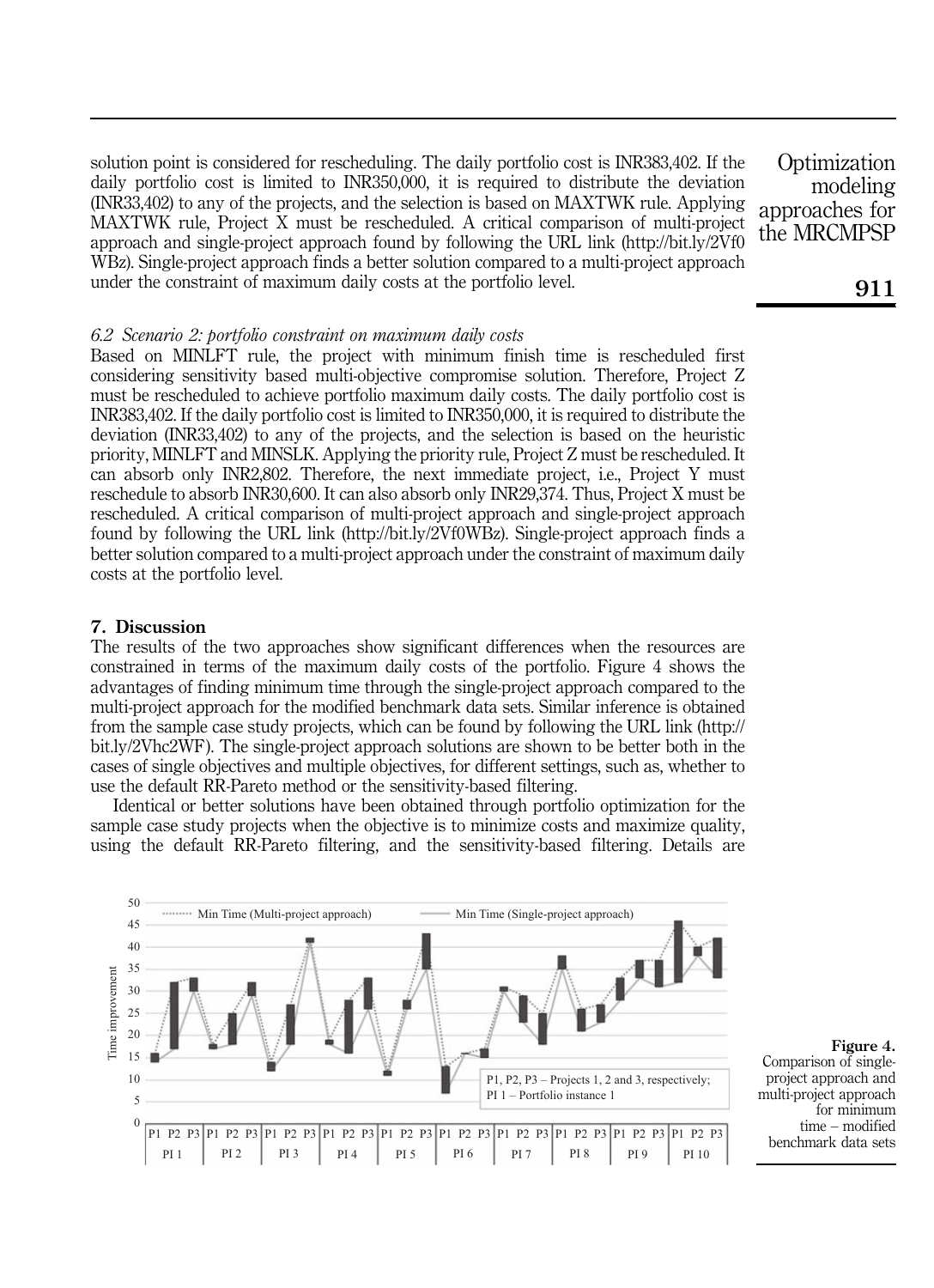solution point is considered for rescheduling. The daily portfolio cost is INR383,402. If the daily portfolio cost is limited to INR350,000, it is required to distribute the deviation (INR33,402) to any of the projects, and the selection is based on MAXTWK rule. Applying MAXTWK rule, Project X must be rescheduled. A critical comparison of multi-project approach and single-project approach found by following the URL link (http://bit.ly/2Vf0WBz). Single-project approach finds a better solution compared to a multi-project approach under the constraint of maximum daily costs at the portfolio level.

*6.2 Scenario 2: portfolio constraint on maximum daily costs*

Based on MINLFT rule, the project with minimum finish time is rescheduled first considering sensitivity based multi-objective compromise solution. Therefore, Project Z must be rescheduled to achieve portfolio maximum daily costs. The daily portfolio cost is INR383,402. If the daily portfolio cost is limited to INR350,000, it is required to distribute the deviation (INR33,402) to any of the projects, and the selection is based on the heuristic priority, MINLFT and MINSLK. Applying the priority rule, Project Z must be rescheduled. It can absorb only INR2,802. Therefore, the next immediate project, i.e., Project Y must reschedule to absorb INR30,600. It can also absorb only INR29,374. Thus, Project X must be rescheduled. A critical comparison of multi-project approach and single-project approach found by following the URL link (http://bit.ly/2Vf0WBz). Single-project approach finds a better solution compared to a multi-project approach under the constraint of maximum daily costs at the portfolio level.

## 7. Discussion

The results of the two approaches show significant differences when the resources are constrained in terms of the maximum daily costs of the portfolio. Figure 4 shows the advantages of finding minimum time through the single-project approach compared to the multi-project approach for the modified benchmark data sets. Similar inference is obtained from the sample case study projects, which can be found by following the URL link (http://bit.ly/2Vhc2WF). The single-project approach solutions are shown to be better both in the cases of single objectives and multiple objectives, for different settings, such as, whether to use the default RR-Pareto method or the sensitivity-based filtering.

Identical or better solutions have been obtained through portfolio optimization for the sample case study projects when the objective is to minimize costs and maximize quality, using the default RR-Pareto filtering, and the sensitivity-based filtering. Details are

**Figure 4.** Comparison of single-project approach and multi-project approach for minimum time – modified benchmark data sets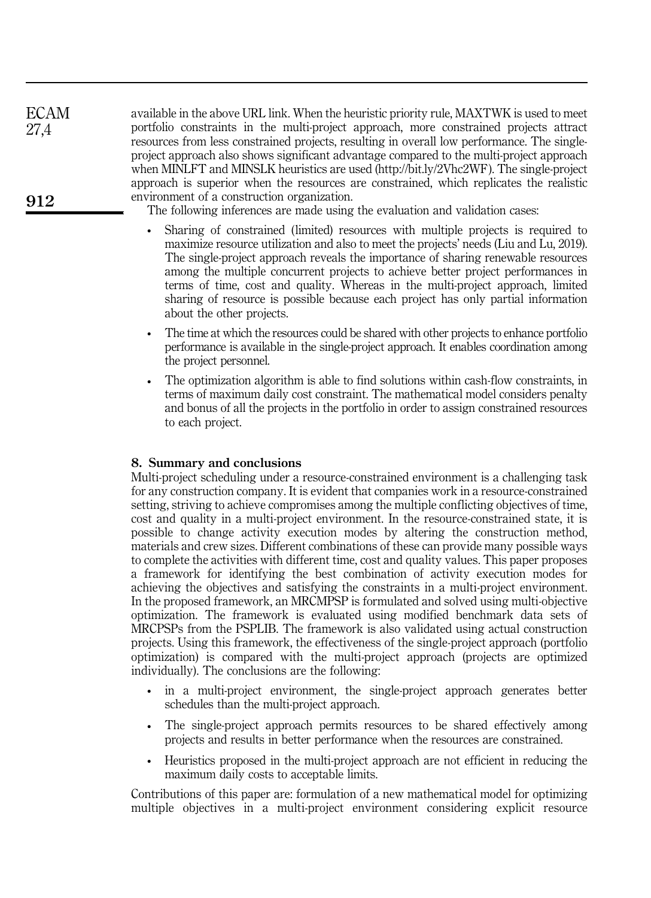available in the above URL link. When the heuristic priority rule, MAXTWK is used to meet portfolio constraints in the multi-project approach, more constrained projects attract resources from less constrained projects, resulting in overall low performance. The single-project approach also shows significant advantage compared to the multi-project approach when MINLFT and MINSLK heuristics are used (http://bit.ly/2Vhc2WF). The single-project approach is superior when the resources are constrained, which replicates the realistic environment of a construction organization.

The following inferences are made using the evaluation and validation cases:

- Sharing of constrained (limited) resources with multiple projects is required to maximize resource utilization and also to meet the projects' needs (Liu and Lu, 2019). The single-project approach reveals the importance of sharing renewable resources among the multiple concurrent projects to achieve better project performances in terms of time, cost and quality. Whereas in the multi-project approach, limited sharing of resource is possible because each project has only partial information about the other projects.
- The time at which the resources could be shared with other projects to enhance portfolio performance is available in the single-project approach. It enables coordination among the project personnel.
- The optimization algorithm is able to find solutions within cash-flow constraints, in terms of maximum daily cost constraint. The mathematical model considers penalty and bonus of all the projects in the portfolio in order to assign constrained resources to each project.

## 8. Summary and conclusions

Multi-project scheduling under a resource-constrained environment is a challenging task for any construction company. It is evident that companies work in a resource-constrained setting, striving to achieve compromises among the multiple conflicting objectives of time, cost and quality in a multi-project environment. In the resource-constrained state, it is possible to change activity execution modes by altering the construction method, materials and crew sizes. Different combinations of these can provide many possible ways to complete the activities with different time, cost and quality values. This paper proposes a framework for identifying the best combination of activity execution modes for achieving the objectives and satisfying the constraints in a multi-project environment. In the proposed framework, an MRCMPSP is formulated and solved using multi-objective optimization. The framework is evaluated using modified benchmark data sets of MRCPSPs from the PSPLIB. The framework is also validated using actual construction projects. Using this framework, the effectiveness of the single-project approach (portfolio optimization) is compared with the multi-project approach (projects are optimized individually). The conclusions are the following:

- in a multi-project environment, the single-project approach generates better schedules than the multi-project approach.
- The single-project approach permits resources to be shared effectively among projects and results in better performance when the resources are constrained.
- Heuristics proposed in the multi-project approach are not efficient in reducing the maximum daily costs to acceptable limits.

Contributions of this paper are: formulation of a new mathematical model for optimizing multiple objectives in a multi-project environment considering explicit resource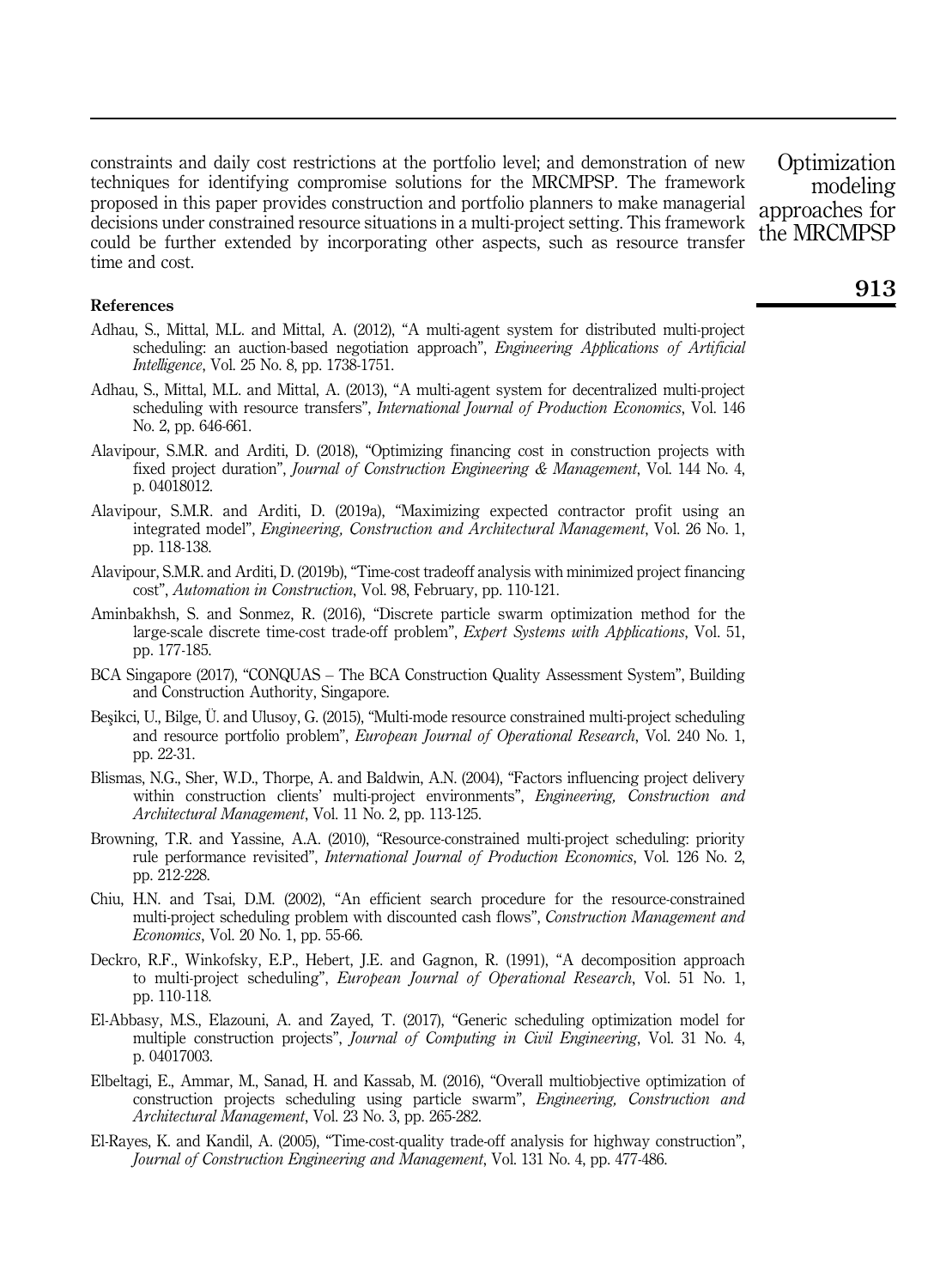constraints and daily cost restrictions at the portfolio level; and demonstration of new techniques for identifying compromise solutions for the MRCMPSP. The framework proposed in this paper provides construction and portfolio planners to make managerial decisions under constrained resource situations in a multi-project setting. This framework could be further extended by incorporating other aspects, such as resource transfer time and cost.

## References

Adhau, S., Mittal, M.L. and Mittal, A. (2012), "A multi-agent system for distributed multi-project scheduling: an auction-based negotiation approach", *Engineering Applications of Artificial Intelligence*, Vol. 25 No. 8, pp. 1738-1751.

Adhau, S., Mittal, M.L. and Mittal, A. (2013), "A multi-agent system for decentralized multi-project scheduling with resource transfers", *International Journal of Production Economics*, Vol. 146 No. 2, pp. 646-661.

Alavipour, S.M.R. and Arditi, D. (2018), "Optimizing financing cost in construction projects with fixed project duration", *Journal of Construction Engineering & Management*, Vol. 144 No. 4, p. 04018012.

Alavipour, S.M.R. and Arditi, D. (2019a), "Maximizing expected contractor profit using an integrated model", *Engineering, Construction and Architectural Management*, Vol. 26 No. 1, pp. 118-138.

Alavipour, S.M.R. and Arditi, D. (2019b), "Time-cost tradeoff analysis with minimized project financing cost", *Automation in Construction*, Vol. 98, February, pp. 110-121.

Aminbakhsh, S. and Sonmez, R. (2016), "Discrete particle swarm optimization method for the large-scale discrete time-cost trade-off problem", *Expert Systems with Applications*, Vol. 51, pp. 177-185.

BCA Singapore (2017), "CONQUAS – The BCA Construction Quality Assessment System", Building and Construction Authority, Singapore.

Beşikci, U., Bilge, Ü. and Ulusoy, G. (2015), "Multi-mode resource constrained multi-project scheduling and resource portfolio problem", *European Journal of Operational Research*, Vol. 240 No. 1, pp. 22-31.

Blismas, N.G., Sher, W.D., Thorpe, A. and Baldwin, A.N. (2004), "Factors influencing project delivery within construction clients' multi-project environments", *Engineering, Construction and Architectural Management*, Vol. 11 No. 2, pp. 113-125.

Browning, T.R. and Yassine, A.A. (2010), "Resource-constrained multi-project scheduling: priority rule performance revisited", *International Journal of Production Economics*, Vol. 126 No. 2, pp. 212-228.

Chiu, H.N. and Tsai, D.M. (2002), "An efficient search procedure for the resource-constrained multi-project scheduling problem with discounted cash flows", *Construction Management and Economics*, Vol. 20 No. 1, pp. 55-66.

Deckro, R.F., Winkofsky, E.P., Hebert, J.E. and Gagnon, R. (1991), "A decomposition approach to multi-project scheduling", *European Journal of Operational Research*, Vol. 51 No. 1, pp. 110-118.

El-Abbasy, M.S., Elazouni, A. and Zayed, T. (2017), "Generic scheduling optimization model for multiple construction projects", *Journal of Computing in Civil Engineering*, Vol. 31 No. 4, p. 04017003.

Elbeltagi, E., Ammar, M., Sanad, H. and Kassab, M. (2016), "Overall multiobjective optimization of construction projects scheduling using particle swarm", *Engineering, Construction and Architectural Management*, Vol. 23 No. 3, pp. 265-282.

El-Rayes, K. and Kandil, A. (2005), "Time-cost-quality trade-off analysis for highway construction", *Journal of Construction Engineering and Management*, Vol. 131 No. 4, pp. 477-486.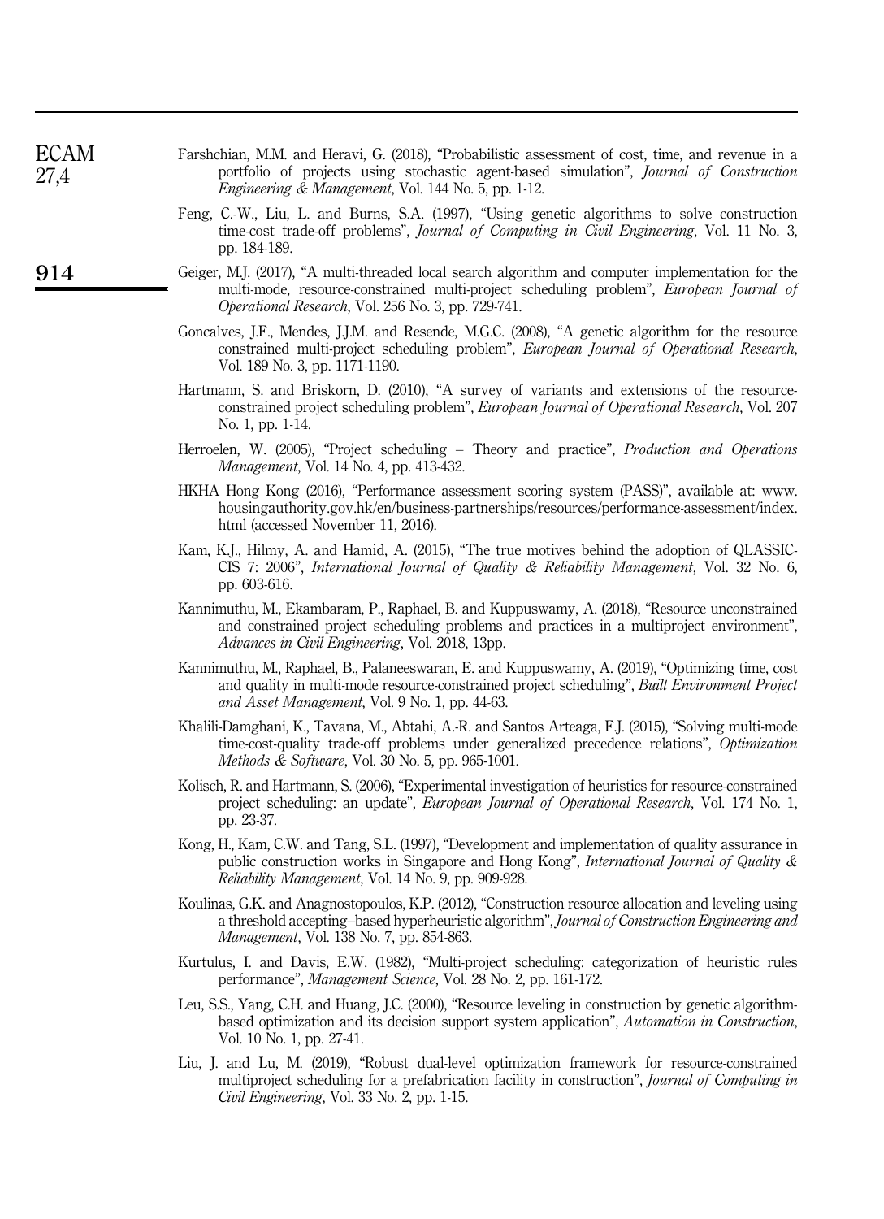Farshchian, M.M. and Heravi, G. (2018), "Probabilistic assessment of cost, time, and revenue in a portfolio of projects using stochastic agent-based simulation", *Journal of Construction Engineering & Management*, Vol. 144 No. 5, pp. 1-12.

Feng, C.-W., Liu, L. and Burns, S.A. (1997), "Using genetic algorithms to solve construction time-cost trade-off problems", *Journal of Computing in Civil Engineering*, Vol. 11 No. 3, pp. 184-189.

Geiger, M.J. (2017), "A multi-threaded local search algorithm and computer implementation for the multi-mode, resource-constrained multi-project scheduling problem", *European Journal of Operational Research*, Vol. 256 No. 3, pp. 729-741.

Goncalves, J.F., Mendes, J.J.M. and Resende, M.G.C. (2008), "A genetic algorithm for the resource constrained multi-project scheduling problem", *European Journal of Operational Research*, Vol. 189 No. 3, pp. 1171-1190.

Hartmann, S. and Briskorn, D. (2010), "A survey of variants and extensions of the resource-constrained project scheduling problem", *European Journal of Operational Research*, Vol. 207 No. 1, pp. 1-14.

Herroelen, W. (2005), "Project scheduling – Theory and practice", *Production and Operations Management*, Vol. 14 No. 4, pp. 413-432.

HKHA Hong Kong (2016), "Performance assessment scoring system (PASS)", available at: www.housingauthority.gov.hk/en/business-partnerships/resources/performance-assessment/index.html (accessed November 11, 2016).

Kam, K.J., Hilmy, A. and Hamid, A. (2015), "The true motives behind the adoption of QLASSIC-CIS 7: 2006", *International Journal of Quality & Reliability Management*, Vol. 32 No. 6, pp. 603-616.

Kannimuthu, M., Ekambaram, P., Raphael, B. and Kuppuswamy, A. (2018), "Resource unconstrained and constrained project scheduling problems and practices in a multiproject environment", *Advances in Civil Engineering*, Vol. 2018, 13pp.

Kannimuthu, M., Raphael, B., Palaneeswaran, E. and Kuppuswamy, A. (2019), "Optimizing time, cost and quality in multi-mode resource-constrained project scheduling", *Built Environment Project and Asset Management*, Vol. 9 No. 1, pp. 44-63.

Khalili-Damghani, K., Tavana, M., Abtahi, A.-R. and Santos Arteaga, F.J. (2015), "Solving multi-mode time-cost-quality trade-off problems under generalized precedence relations", *Optimization Methods & Software*, Vol. 30 No. 5, pp. 965-1001.

Kolisch, R. and Hartmann, S. (2006), "Experimental investigation of heuristics for resource-constrained project scheduling: an update", *European Journal of Operational Research*, Vol. 174 No. 1, pp. 23-37.

Kong, H., Kam, C.W. and Tang, S.L. (1997), "Development and implementation of quality assurance in public construction works in Singapore and Hong Kong", *International Journal of Quality & Reliability Management*, Vol. 14 No. 9, pp. 909-928.

Koulinas, G.K. and Anagnostopoulos, K.P. (2012), "Construction resource allocation and leveling using a threshold accepting–based hyperheuristic algorithm", *Journal of Construction Engineering and Management*, Vol. 138 No. 7, pp. 854-863.

Kurtulus, I. and Davis, E.W. (1982), "Multi-project scheduling: categorization of heuristic rules performance", *Management Science*, Vol. 28 No. 2, pp. 161-172.

Leu, S.S., Yang, C.H. and Huang, J.C. (2000), "Resource leveling in construction by genetic algorithm-based optimization and its decision support system application", *Automation in Construction*, Vol. 10 No. 1, pp. 27-41.

Liu, J. and Lu, M. (2019), "Robust dual-level optimization framework for resource-constrained multiproject scheduling for a prefabrication facility in construction", *Journal of Computing in Civil Engineering*, Vol. 33 No. 2, pp. 1-15.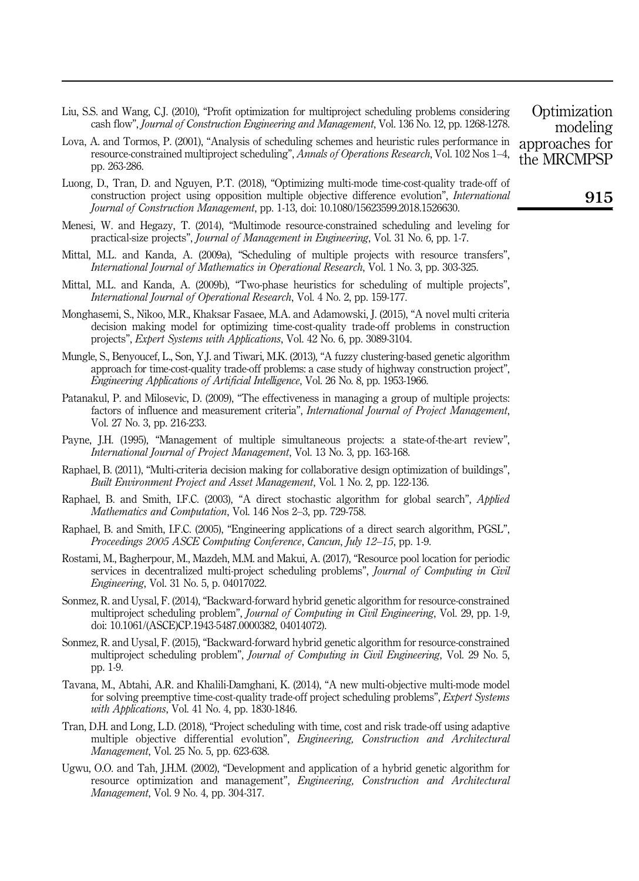Liu, S.S. and Wang, C.J. (2010), "Profit optimization for multiproject scheduling problems considering cash flow", *Journal of Construction Engineering and Management*, Vol. 136 No. 12, pp. 1268-1278.

Lova, A. and Tormos, P. (2001), "Analysis of scheduling schemes and heuristic rules performance in resource-constrained multiproject scheduling", *Annals of Operations Research*, Vol. 102 Nos 1–4, pp. 263-286.

Luong, D., Tran, D. and Nguyen, P.T. (2018), "Optimizing multi-mode time-cost-quality trade-off of construction project using opposition multiple objective difference evolution", *International Journal of Construction Management*, pp. 1-13, doi: 10.1080/15623599.2018.1526630.

Menesi, W. and Hegazy, T. (2014), "Multimode resource-constrained scheduling and leveling for practical-size projects", *Journal of Management in Engineering*, Vol. 31 No. 6, pp. 1-7.

Mittal, M.L. and Kanda, A. (2009a), "Scheduling of multiple projects with resource transfers", *International Journal of Mathematics in Operational Research*, Vol. 1 No. 3, pp. 303-325.

Mittal, M.L. and Kanda, A. (2009b), "Two-phase heuristics for scheduling of multiple projects", *International Journal of Operational Research*, Vol. 4 No. 2, pp. 159-177.

Monghasemi, S., Nikoo, M.R., Khaksar Fasaee, M.A. and Adamowski, J. (2015), "A novel multi criteria decision making model for optimizing time-cost-quality trade-off problems in construction projects", *Expert Systems with Applications*, Vol. 42 No. 6, pp. 3089-3104.

Mungle, S., Benyoucef, L., Son, Y.J. and Tiwari, M.K. (2013), "A fuzzy clustering-based genetic algorithm approach for time-cost-quality trade-off problems: a case study of highway construction project", *Engineering Applications of Artificial Intelligence*, Vol. 26 No. 8, pp. 1953-1966.

Patanakul, P. and Milosevic, D. (2009), "The effectiveness in managing a group of multiple projects: factors of influence and measurement criteria", *International Journal of Project Management*, Vol. 27 No. 3, pp. 216-233.

Payne, J.H. (1995), "Management of multiple simultaneous projects: a state-of-the-art review", *International Journal of Project Management*, Vol. 13 No. 3, pp. 163-168.

Raphael, B. (2011), "Multi-criteria decision making for collaborative design optimization of buildings", *Built Environment Project and Asset Management*, Vol. 1 No. 2, pp. 122-136.

Raphael, B. and Smith, I.F.C. (2003), "A direct stochastic algorithm for global search", *Applied Mathematics and Computation*, Vol. 146 Nos 2–3, pp. 729-758.

Raphael, B. and Smith, I.F.C. (2005), "Engineering applications of a direct search algorithm, PGSL", *Proceedings 2005 ASCE Computing Conference*, *Cancun*, *July 12–15*, pp. 1-9.

Rostami, M., Bagherpour, M., Mazdeh, M.M. and Makui, A. (2017), "Resource pool location for periodic services in decentralized multi-project scheduling problems", *Journal of Computing in Civil Engineering*, Vol. 31 No. 5, p. 04017022.

Sonmez, R. and Uysal, F. (2014), "Backward-forward hybrid genetic algorithm for resource-constrained multiproject scheduling problem", *Journal of Computing in Civil Engineering*, Vol. 29, pp. 1-9, doi: 10.1061/(ASCE)CP.1943-5487.0000382, 04014072).

Sonmez, R. and Uysal, F. (2015), "Backward-forward hybrid genetic algorithm for resource-constrained multiproject scheduling problem", *Journal of Computing in Civil Engineering*, Vol. 29 No. 5, pp. 1-9.

Tavana, M., Abtahi, A.R. and Khalili-Damghani, K. (2014), "A new multi-objective multi-mode model for solving preemptive time-cost-quality trade-off project scheduling problems", *Expert Systems with Applications*, Vol. 41 No. 4, pp. 1830-1846.

Tran, D.H. and Long, L.D. (2018), "Project scheduling with time, cost and risk trade-off using adaptive multiple objective differential evolution", *Engineering, Construction and Architectural Management*, Vol. 25 No. 5, pp. 623-638.

Ugwu, O.O. and Tah, J.H.M. (2002), "Development and application of a hybrid genetic algorithm for resource optimization and management", *Engineering, Construction and Architectural Management*, Vol. 9 No. 4, pp. 304-317.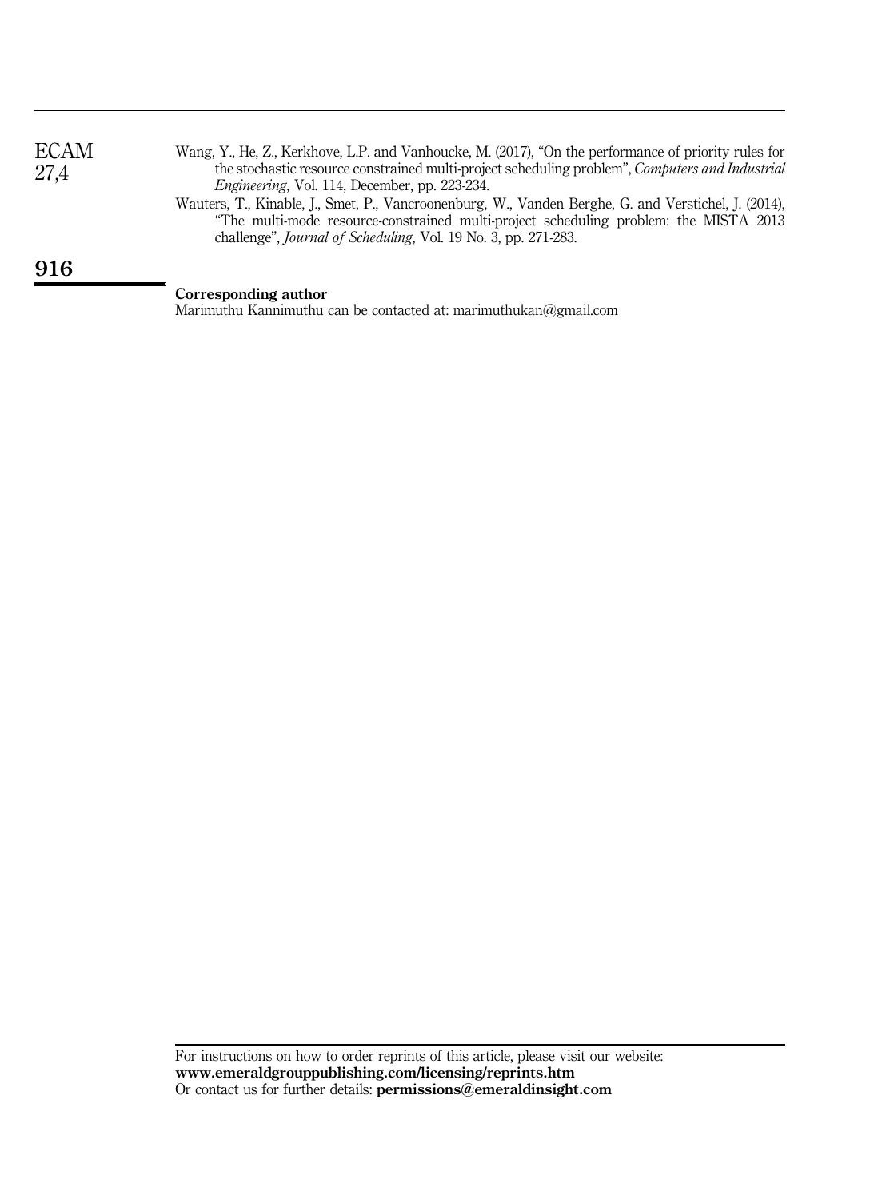Wang, Y., He, Z., Kerkhove, L.P. and Vanhoucke, M. (2017), "On the performance of priority rules for the stochastic resource constrained multi-project scheduling problem", *Computers and Industrial Engineering*, Vol. 114, December, pp. 223-234.

Wauters, T., Kinable, J., Smet, P., Vancroonenburg, W., Vanden Berghe, G. and Verstichel, J. (2014), "The multi-mode resource-constrained multi-project scheduling problem: the MISTA 2013 challenge", *Journal of Scheduling*, Vol. 19 No. 3, pp. 271-283.

**Corresponding author**

Marimuthu Kannimuthu can be contacted at: marimuthukan@gmail.com

For instructions on how to order reprints of this article, please visit our website:
**www.emeraldgrouppublishing.com/licensing/reprints.htm**
Or contact us for further details: **permissions@emeraldinsight.com**